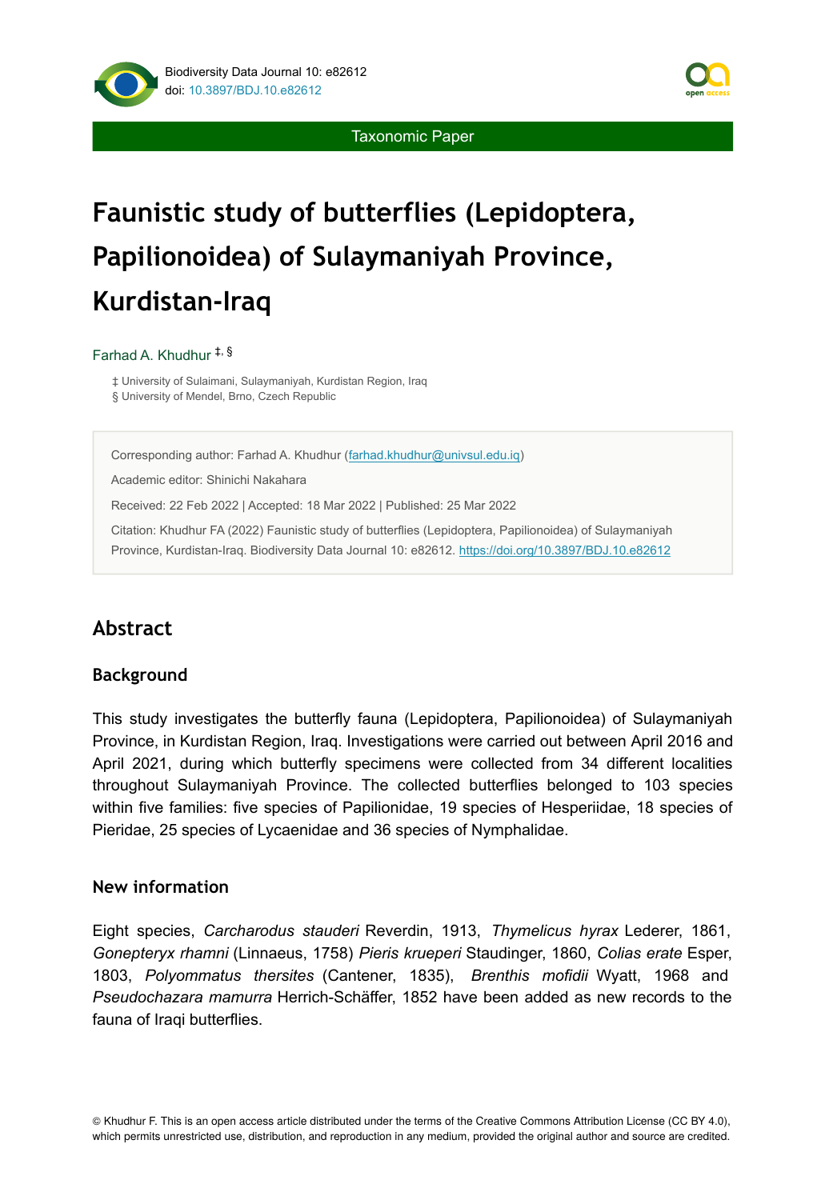Taxonomic Paper

# Faunistic study of butterflies (Lepidoptera, Papilionoidea) of Sulaymaniyah Province, Kurdistan-Iraq

Farhad A. Khudhur [‡, §]

‡ University of Sulaimani, Sulaymaniyah, Kurdistan Region, Iraq
§ University of Mendel, Brno, Czech Republic

Corresponding author: Farhad A. Khudhur (farhad.khudhur@univsul.edu.iq)

Academic editor: Shinichi Nakahara

Received: 22 Feb 2022 | Accepted: 18 Mar 2022 | Published: 25 Mar 2022

Citation: Khudhur FA (2022) Faunistic study of butterflies (Lepidoptera, Papilionoidea) of Sulaymaniyah Province, Kurdistan-Iraq. Biodiversity Data Journal 10: e82612. https://doi.org/10.3897/BDJ.10.e82612

## Abstract

### Background

This study investigates the butterfly fauna (Lepidoptera, Papilionoidea) of Sulaymaniyah Province, in Kurdistan Region, Iraq. Investigations were carried out between April 2016 and April 2021, during which butterfly specimens were collected from 34 different localities throughout Sulaymaniyah Province. The collected butterflies belonged to 103 species within five families: five species of Papilionidae, 19 species of Hesperiidae, 18 species of Pieridae, 25 species of Lycaenidae and 36 species of Nymphalidae.

### New information

Eight species, *Carcharodus stauderi* Reverdin, 1913, *Thymelicus hyrax* Lederer, 1861, *Gonepteryx rhamni* (Linnaeus, 1758) *Pieris krueperi* Staudinger, 1860, *Colias erate* Esper, 1803, *Polyommatus thersites* (Cantener, 1835), *Brenthis mofidii* Wyatt, 1968 and *Pseudochazara mamurra* Herrich-Schäffer, 1852 have been added as new records to the fauna of Iraqi butterflies.

© Khudhur F. This is an open access article distributed under the terms of the Creative Commons Attribution License (CC BY 4.0), which permits unrestricted use, distribution, and reproduction in any medium, provided the original author and source are credited.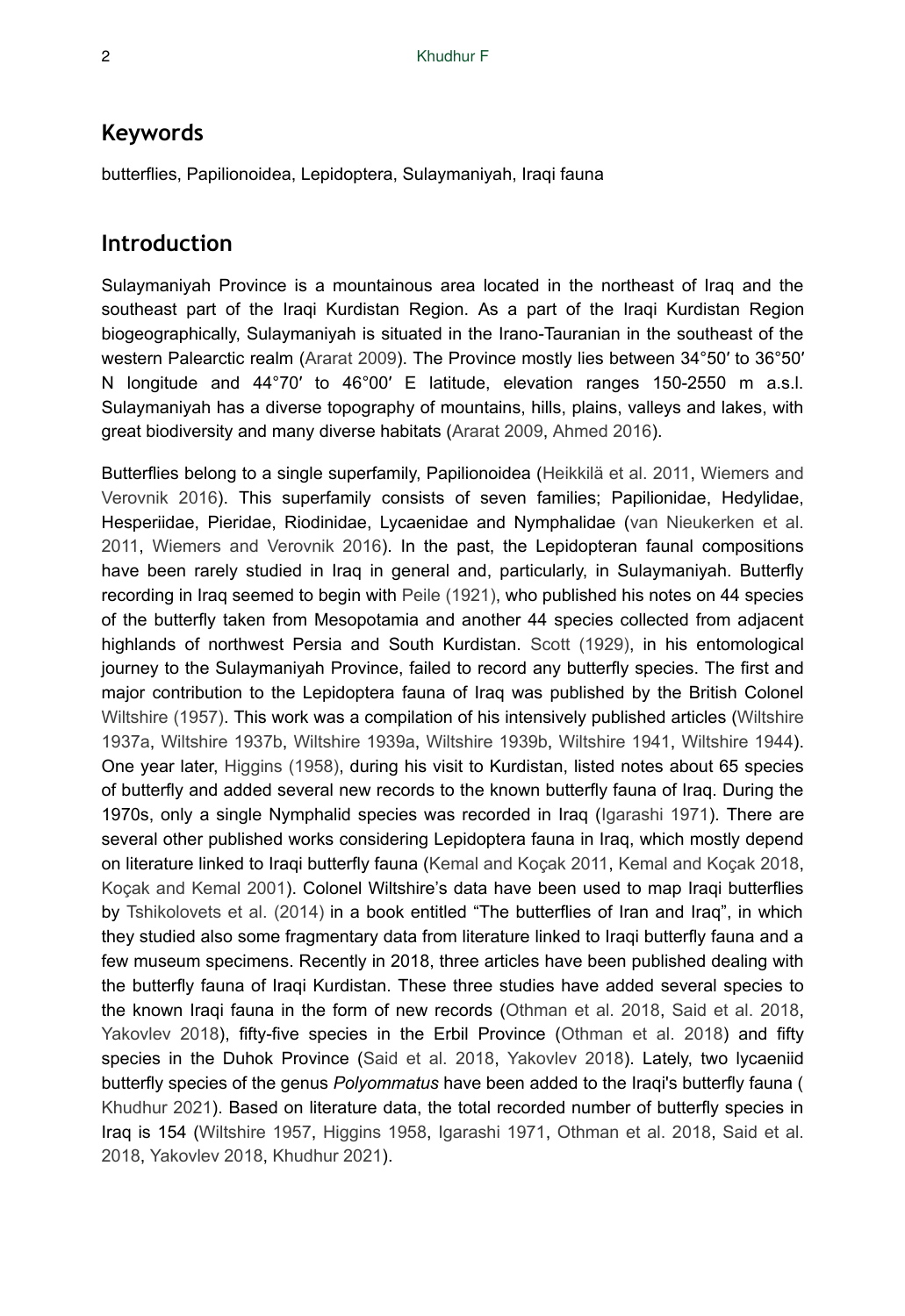## Keywords

butterflies, Papilionoidea, Lepidoptera, Sulaymaniyah, Iraqi fauna

## Introduction

Sulaymaniyah Province is a mountainous area located in the northeast of Iraq and the southeast part of the Iraqi Kurdistan Region. As a part of the Iraqi Kurdistan Region biogeographically, Sulaymaniyah is situated in the Irano-Tauranian in the southeast of the western Palearctic realm (Ararat 2009). The Province mostly lies between 34°50′ to 36°50′ N longitude and 44°70′ to 46°00′ E latitude, elevation ranges 150-2550 m a.s.l. Sulaymaniyah has a diverse topography of mountains, hills, plains, valleys and lakes, with great biodiversity and many diverse habitats (Ararat 2009, Ahmed 2016).

Butterflies belong to a single superfamily, Papilionoidea (Heikkilä et al. 2011, Wiemers and Verovnik 2016). This superfamily consists of seven families; Papilionidae, Hedylidae, Hesperiidae, Pieridae, Riodinidae, Lycaenidae and Nymphalidae (van Nieukerken et al. 2011, Wiemers and Verovnik 2016). In the past, the Lepidopteran faunal compositions have been rarely studied in Iraq in general and, particularly, in Sulaymaniyah. Butterfly recording in Iraq seemed to begin with Peile (1921), who published his notes on 44 species of the butterfly taken from Mesopotamia and another 44 species collected from adjacent highlands of northwest Persia and South Kurdistan. Scott (1929), in his entomological journey to the Sulaymaniyah Province, failed to record any butterfly species. The first and major contribution to the Lepidoptera fauna of Iraq was published by the British Colonel Wiltshire (1957). This work was a compilation of his intensively published articles (Wiltshire 1937a, Wiltshire 1937b, Wiltshire 1939a, Wiltshire 1939b, Wiltshire 1941, Wiltshire 1944). One year later, Higgins (1958), during his visit to Kurdistan, listed notes about 65 species of butterfly and added several new records to the known butterfly fauna of Iraq. During the 1970s, only a single Nymphalid species was recorded in Iraq (Igarashi 1971). There are several other published works considering Lepidoptera fauna in Iraq, which mostly depend on literature linked to Iraqi butterfly fauna (Kemal and Koçak 2011, Kemal and Koçak 2018, Koçak and Kemal 2001). Colonel Wiltshire's data have been used to map Iraqi butterflies by Tshikolovets et al. (2014) in a book entitled "The butterflies of Iran and Iraq", in which they studied also some fragmentary data from literature linked to Iraqi butterfly fauna and a few museum specimens. Recently in 2018, three articles have been published dealing with the butterfly fauna of Iraqi Kurdistan. These three studies have added several species to the known Iraqi fauna in the form of new records (Othman et al. 2018, Said et al. 2018, Yakovlev 2018), fifty-five species in the Erbil Province (Othman et al. 2018) and fifty species in the Duhok Province (Said et al. 2018, Yakovlev 2018). Lately, two lycaeniid butterfly species of the genus *Polyommatus* have been added to the Iraqi's butterfly fauna ( Khudhur 2021). Based on literature data, the total recorded number of butterfly species in Iraq is 154 (Wiltshire 1957, Higgins 1958, Igarashi 1971, Othman et al. 2018, Said et al. 2018, Yakovlev 2018, Khudhur 2021).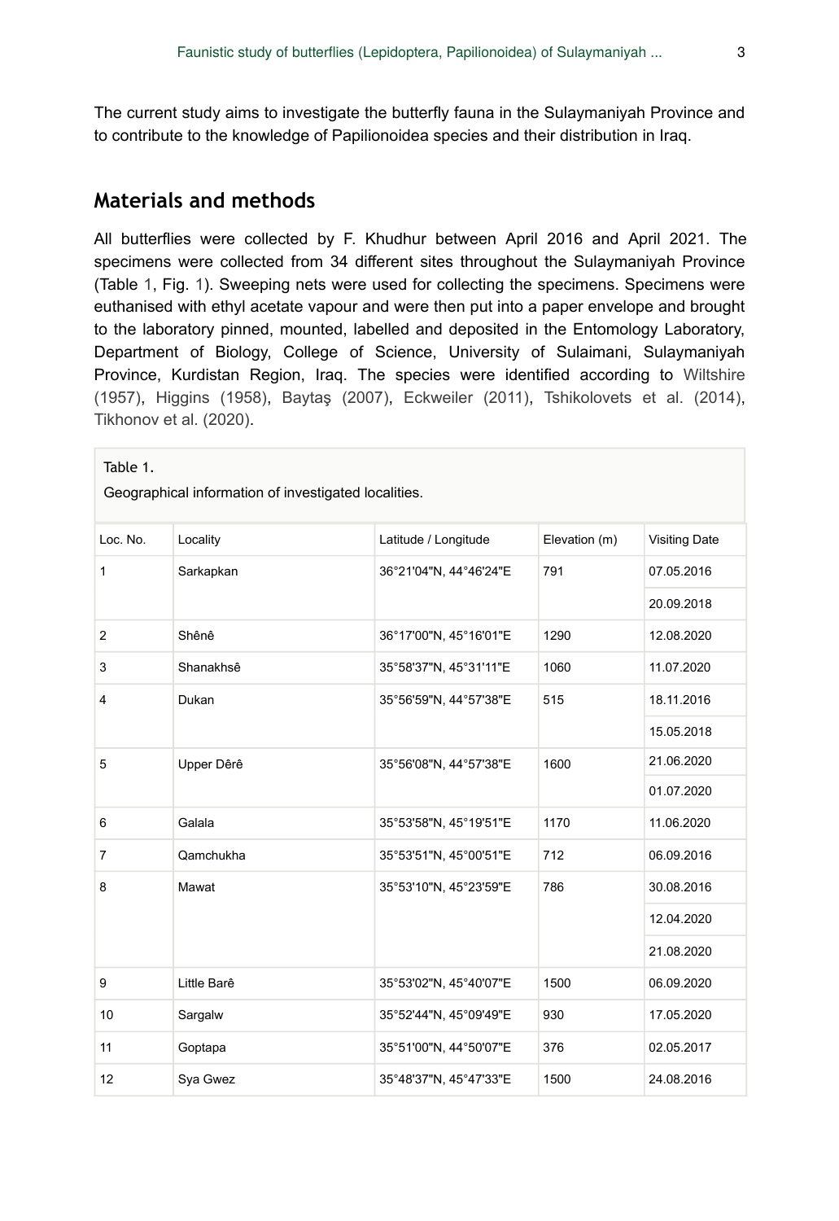The current study aims to investigate the butterfly fauna in the Sulaymaniyah Province and to contribute to the knowledge of Papilionoidea species and their distribution in Iraq.

## Materials and methods

All butterflies were collected by F. Khudhur between April 2016 and April 2021. The specimens were collected from 34 different sites throughout the Sulaymaniyah Province (Table 1, Fig. 1). Sweeping nets were used for collecting the specimens. Specimens were euthanised with ethyl acetate vapour and were then put into a paper envelope and brought to the laboratory pinned, mounted, labelled and deposited in the Entomology Laboratory, Department of Biology, College of Science, University of Sulaimani, Sulaymaniyah Province, Kurdistan Region, Iraq. The species were identified according to Wiltshire (1957), Higgins (1958), Baytaş (2007), Eckweiler (2011), Tshikolovets et al. (2014), Tikhonov et al. (2020).

Table 1.

Geographical information of investigated localities.

| Loc. No. | Locality | Latitude / Longitude | Elevation (m) | Visiting Date |
|---|---|---|---|---|
| 1 | Sarkapkan | 36°21'04"N, 44°46'24"E | 791 | 07.05.2016 |
| | | | | 20.09.2018 |
| 2 | Shênê | 36°17'00"N, 45°16'01"E | 1290 | 12.08.2020 |
| 3 | Shanakhsê | 35°58'37"N, 45°31'11"E | 1060 | 11.07.2020 |
| 4 | Dukan | 35°56'59"N, 44°57'38"E | 515 | 18.11.2016 |
| | | | | 15.05.2018 |
| 5 | Upper Dêrê | 35°56'08"N, 44°57'38"E | 1600 | 21.06.2020 |
| | | | | 01.07.2020 |
| 6 | Galala | 35°53'58"N, 45°19'51"E | 1170 | 11.06.2020 |
| 7 | Qamchukha | 35°53'51"N, 45°00'51"E | 712 | 06.09.2016 |
| 8 | Mawat | 35°53'10"N, 45°23'59"E | 786 | 30.08.2016 |
| | | | | 12.04.2020 |
| | | | | 21.08.2020 |
| 9 | Little Barê | 35°53'02"N, 45°40'07"E | 1500 | 06.09.2020 |
| 10 | Sargalw | 35°52'44"N, 45°09'49"E | 930 | 17.05.2020 |
| 11 | Goptapa | 35°51'00"N, 44°50'07"E | 376 | 02.05.2017 |
| 12 | Sya Gwez | 35°48'37"N, 45°47'33"E | 1500 | 24.08.2016 |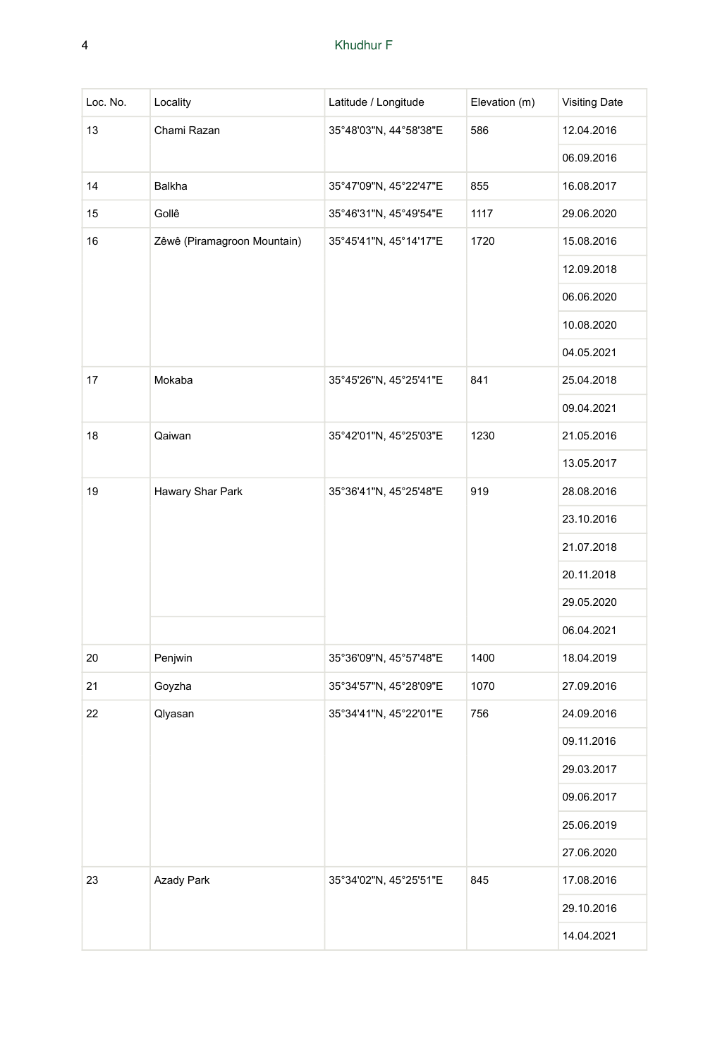| Loc. No. | Locality | Latitude / Longitude | Elevation (m) | Visiting Date |
|---|---|---|---|---|
| 13 | Chami Razan | 35°48'03"N, 44°58'38"E | 586 | 12.04.2016 |
| | | | | 06.09.2016 |
| 14 | Balkha | 35°47'09"N, 45°22'47"E | 855 | 16.08.2017 |
| 15 | Gollê | 35°46'31"N, 45°49'54"E | 1117 | 29.06.2020 |
| 16 | Zêwê (Piramagroon Mountain) | 35°45'41"N, 45°14'17"E | 1720 | 15.08.2016 |
| | | | | 12.09.2018 |
| | | | | 06.06.2020 |
| | | | | 10.08.2020 |
| | | | | 04.05.2021 |
| 17 | Mokaba | 35°45'26"N, 45°25'41"E | 841 | 25.04.2018 |
| | | | | 09.04.2021 |
| 18 | Qaiwan | 35°42'01"N, 45°25'03"E | 1230 | 21.05.2016 |
| | | | | 13.05.2017 |
| 19 | Hawary Shar Park | 35°36'41"N, 45°25'48"E | 919 | 28.08.2016 |
| | | | | 23.10.2016 |
| | | | | 21.07.2018 |
| | | | | 20.11.2018 |
| | | | | 29.05.2020 |
| | | | | 06.04.2021 |
| 20 | Penjwin | 35°36'09"N, 45°57'48"E | 1400 | 18.04.2019 |
| 21 | Goyzha | 35°34'57"N, 45°28'09"E | 1070 | 27.09.2016 |
| 22 | Qlyasan | 35°34'41"N, 45°22'01"E | 756 | 24.09.2016 |
| | | | | 09.11.2016 |
| | | | | 29.03.2017 |
| | | | | 09.06.2017 |
| | | | | 25.06.2019 |
| | | | | 27.06.2020 |
| 23 | Azady Park | 35°34'02"N, 45°25'51"E | 845 | 17.08.2016 |
| | | | | 29.10.2016 |
| | | | | 14.04.2021 |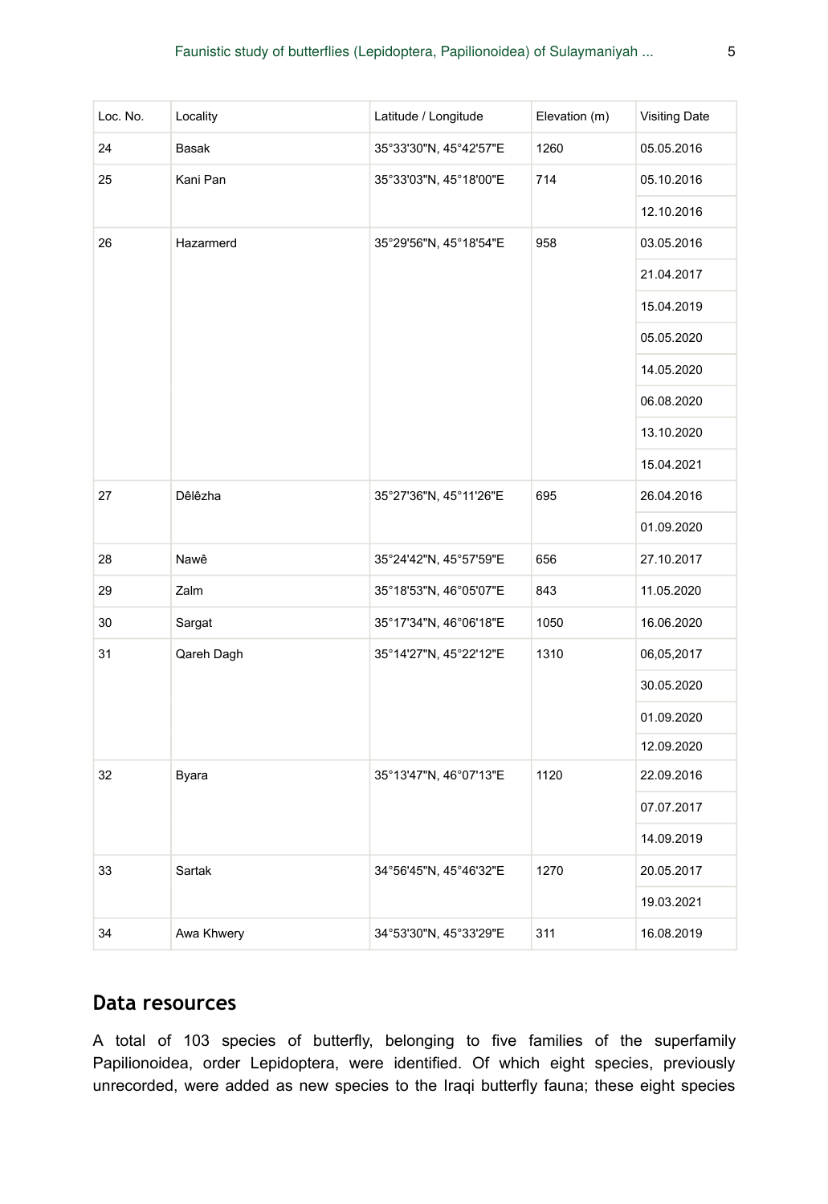| Loc. No. | Locality | Latitude / Longitude | Elevation (m) | Visiting Date |
|---|---|---|---|---|
| 24 | Basak | 35°33'30"N, 45°42'57"E | 1260 | 05.05.2016 |
| 25 | Kani Pan | 35°33'03"N, 45°18'00"E | 714 | 05.10.2016 |
| | | | | 12.10.2016 |
| 26 | Hazarmerd | 35°29'56"N, 45°18'54"E | 958 | 03.05.2016 |
| | | | | 21.04.2017 |
| | | | | 15.04.2019 |
| | | | | 05.05.2020 |
| | | | | 14.05.2020 |
| | | | | 06.08.2020 |
| | | | | 13.10.2020 |
| | | | | 15.04.2021 |
| 27 | Dêlêzha | 35°27'36"N, 45°11'26"E | 695 | 26.04.2016 |
| | | | | 01.09.2020 |
| 28 | Nawê | 35°24'42"N, 45°57'59"E | 656 | 27.10.2017 |
| 29 | Zalm | 35°18'53"N, 46°05'07"E | 843 | 11.05.2020 |
| 30 | Sargat | 35°17'34"N, 46°06'18"E | 1050 | 16.06.2020 |
| 31 | Qareh Dagh | 35°14'27"N, 45°22'12"E | 1310 | 06,05,2017 |
| | | | | 30.05.2020 |
| | | | | 01.09.2020 |
| | | | | 12.09.2020 |
| 32 | Byara | 35°13'47"N, 46°07'13"E | 1120 | 22.09.2016 |
| | | | | 07.07.2017 |
| | | | | 14.09.2019 |
| 33 | Sartak | 34°56'45"N, 45°46'32"E | 1270 | 20.05.2017 |
| | | | | 19.03.2021 |
| 34 | Awa Khwery | 34°53'30"N, 45°33'29"E | 311 | 16.08.2019 |

## Data resources

A total of 103 species of butterfly, belonging to five families of the superfamily Papilionoidea, order Lepidoptera, were identified. Of which eight species, previously unrecorded, were added as new species to the Iraqi butterfly fauna; these eight species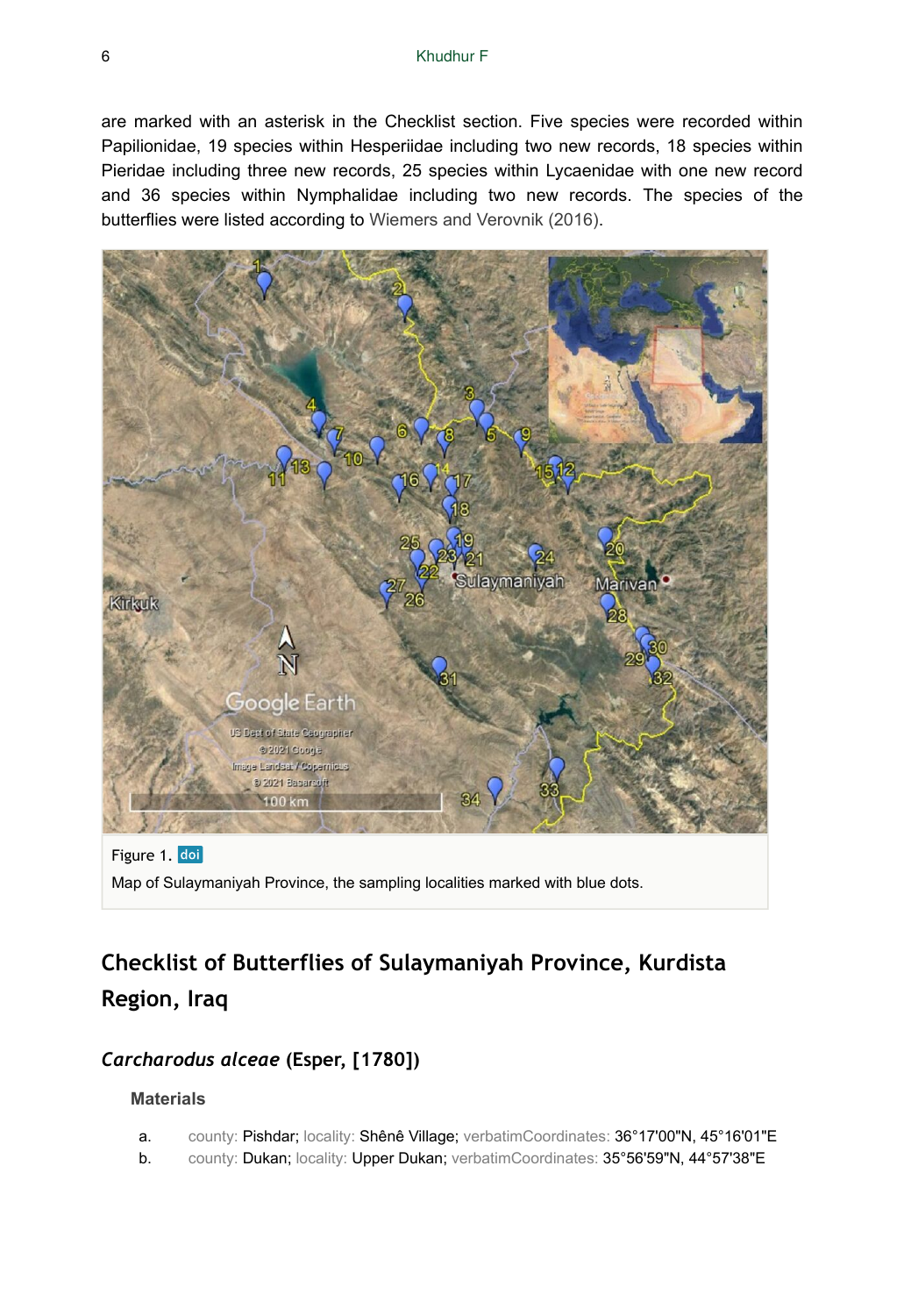are marked with an asterisk in the Checklist section. Five species were recorded within Papilionidae, 19 species within Hesperiidae including two new records, 18 species within Pieridae including three new records, 25 species within Lycaenidae with one new record and 36 species within Nymphalidae including two new records. The species of the butterflies were listed according to Wiemers and Verovnik (2016).

Figure 1. doi
Map of Sulaymaniyah Province, the sampling localities marked with blue dots.

## Checklist of Butterflies of Sulaymaniyah Province, Kurdista Region, Iraq

### *Carcharodus alceae* (Esper, [1780])

#### Materials

a. county: Pishdar; locality: Shênê Village; verbatimCoordinates: 36°17'00"N, 45°16'01"E
b. county: Dukan; locality: Upper Dukan; verbatimCoordinates: 35°56'59"N, 44°57'38"E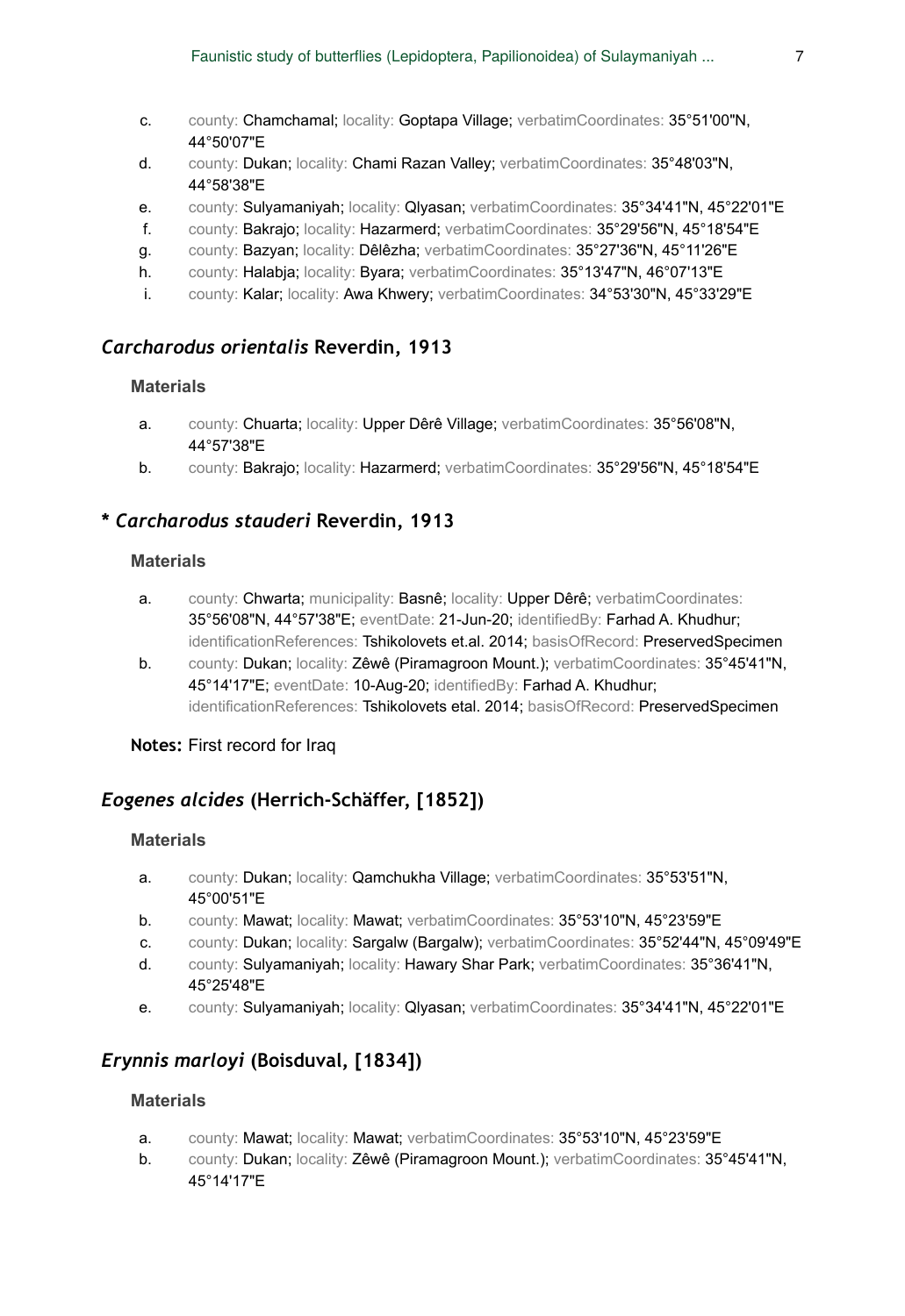c. county: Chamchamal; locality: Goptapa Village; verbatimCoordinates: 35°51'00"N, 44°50'07"E
d. county: Dukan; locality: Chami Razan Valley; verbatimCoordinates: 35°48'03"N, 44°58'38"E
e. county: Sulyamaniyah; locality: Qlyasan; verbatimCoordinates: 35°34'41"N, 45°22'01"E
f. county: Bakrajo; locality: Hazarmerd; verbatimCoordinates: 35°29'56"N, 45°18'54"E
g. county: Bazyan; locality: Dêlêzha; verbatimCoordinates: 35°27'36"N, 45°11'26"E
h. county: Halabja; locality: Byara; verbatimCoordinates: 35°13'47"N, 46°07'13"E
i. county: Kalar; locality: Awa Khwery; verbatimCoordinates: 34°53'30"N, 45°33'29"E

## *Carcharodus orientalis* Reverdin, 1913

### Materials

a. county: Chuarta; locality: Upper Dêrê Village; verbatimCoordinates: 35°56'08"N, 44°57'38"E
b. county: Bakrajo; locality: Hazarmerd; verbatimCoordinates: 35°29'56"N, 45°18'54"E

## * *Carcharodus stauderi* Reverdin, 1913

### Materials

a. county: Chwarta; municipality: Basnê; locality: Upper Dêrê; verbatimCoordinates: 35°56'08"N, 44°57'38"E; eventDate: 21-Jun-20; identifiedBy: Farhad A. Khudhur; identificationReferences: Tshikolovets et.al. 2014; basisOfRecord: PreservedSpecimen
b. county: Dukan; locality: Zêwê (Piramagroon Mount.); verbatimCoordinates: 35°45'41"N, 45°14'17"E; eventDate: 10-Aug-20; identifiedBy: Farhad A. Khudhur; identificationReferences: Tshikolovets etal. 2014; basisOfRecord: PreservedSpecimen

**Notes:** First record for Iraq

## *Eogenes alcides* (Herrich-Schäffer, [1852])

### Materials

a. county: Dukan; locality: Qamchukha Village; verbatimCoordinates: 35°53'51"N, 45°00'51"E
b. county: Mawat; locality: Mawat; verbatimCoordinates: 35°53'10"N, 45°23'59"E
c. county: Dukan; locality: Sargalw (Bargalw); verbatimCoordinates: 35°52'44"N, 45°09'49"E
d. county: Sulyamaniyah; locality: Hawary Shar Park; verbatimCoordinates: 35°36'41"N, 45°25'48"E
e. county: Sulyamaniyah; locality: Qlyasan; verbatimCoordinates: 35°34'41"N, 45°22'01"E

## *Erynnis marloyi* (Boisduval, [1834])

### Materials

a. county: Mawat; locality: Mawat; verbatimCoordinates: 35°53'10"N, 45°23'59"E
b. county: Dukan; locality: Zêwê (Piramagroon Mount.); verbatimCoordinates: 35°45'41"N, 45°14'17"E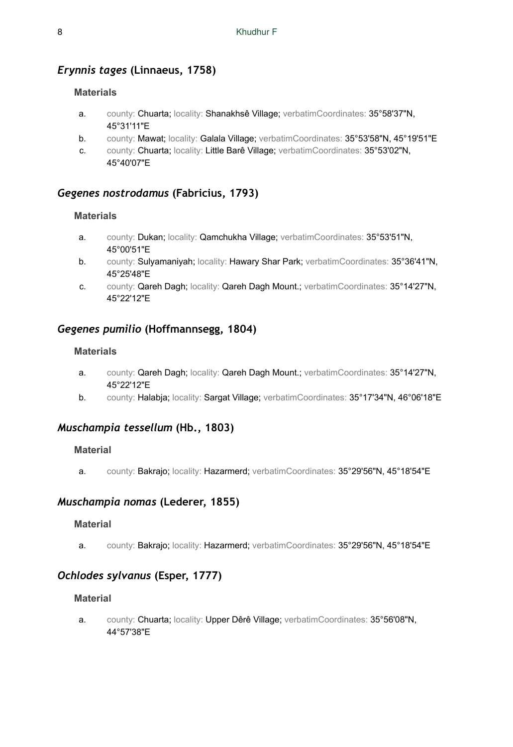## *Erynnis tages* (Linnaeus, 1758)

### Materials

a. county: Chuarta; locality: Shanakhsê Village; verbatimCoordinates: 35°58'37"N, 45°31'11"E
b. county: Mawat; locality: Galala Village; verbatimCoordinates: 35°53'58"N, 45°19'51"E
c. county: Chuarta; locality: Little Barê Village; verbatimCoordinates: 35°53'02"N, 45°40'07"E

## *Gegenes nostrodamus* (Fabricius, 1793)

### Materials

a. county: Dukan; locality: Qamchukha Village; verbatimCoordinates: 35°53'51"N, 45°00'51"E
b. county: Sulyamaniyah; locality: Hawary Shar Park; verbatimCoordinates: 35°36'41"N, 45°25'48"E
c. county: Qareh Dagh; locality: Qareh Dagh Mount.; verbatimCoordinates: 35°14'27"N, 45°22'12"E

## *Gegenes pumilio* (Hoffmannsegg, 1804)

### Materials

a. county: Qareh Dagh; locality: Qareh Dagh Mount.; verbatimCoordinates: 35°14'27"N, 45°22'12"E
b. county: Halabja; locality: Sargat Village; verbatimCoordinates: 35°17'34"N, 46°06'18"E

## *Muschampia tessellum* (Hb., 1803)

### Material

a. county: Bakrajo; locality: Hazarmerd; verbatimCoordinates: 35°29'56"N, 45°18'54"E

## *Muschampia nomas* (Lederer, 1855)

### Material

a. county: Bakrajo; locality: Hazarmerd; verbatimCoordinates: 35°29'56"N, 45°18'54"E

## *Ochlodes sylvanus* (Esper, 1777)

### Material

a. county: Chuarta; locality: Upper Dêrê Village; verbatimCoordinates: 35°56'08"N, 44°57'38"E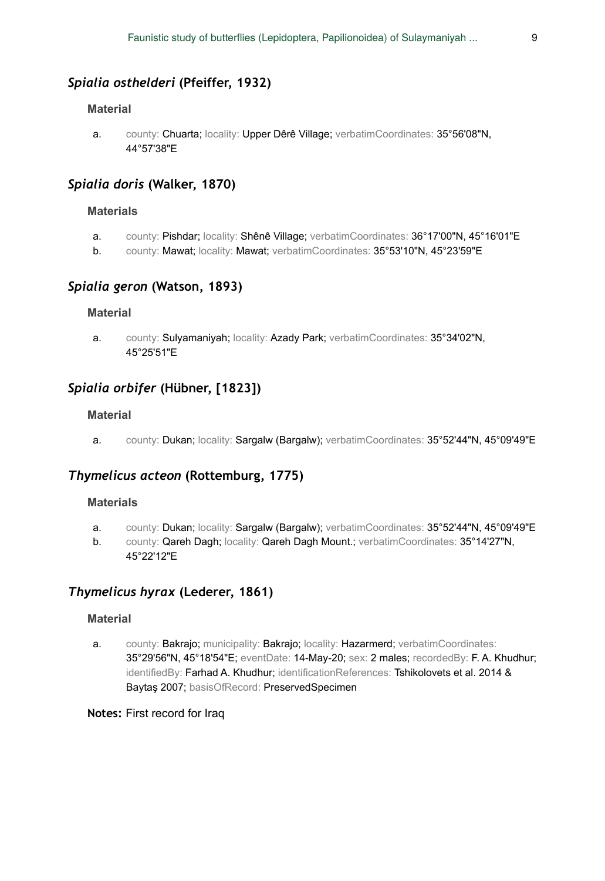### *Spialia osthelderi* (Pfeiffer, 1932)

#### Material

a. county: Chuarta; locality: Upper Dêrê Village; verbatimCoordinates: 35°56'08"N, 44°57'38"E

### *Spialia doris* (Walker, 1870)

#### Materials

a. county: Pishdar; locality: Shênê Village; verbatimCoordinates: 36°17'00"N, 45°16'01"E
b. county: Mawat; locality: Mawat; verbatimCoordinates: 35°53'10"N, 45°23'59"E

### *Spialia geron* (Watson, 1893)

#### Material

a. county: Sulyamaniyah; locality: Azady Park; verbatimCoordinates: 35°34'02"N, 45°25'51"E

### *Spialia orbifer* (Hübner, [1823])

#### Material

a. county: Dukan; locality: Sargalw (Bargalw); verbatimCoordinates: 35°52'44"N, 45°09'49"E

### *Thymelicus acteon* (Rottemburg, 1775)

#### Materials

a. county: Dukan; locality: Sargalw (Bargalw); verbatimCoordinates: 35°52'44"N, 45°09'49"E
b. county: Qareh Dagh; locality: Qareh Dagh Mount.; verbatimCoordinates: 35°14'27"N, 45°22'12"E

### *Thymelicus hyrax* (Lederer, 1861)

#### Material

a. county: Bakrajo; municipality: Bakrajo; locality: Hazarmerd; verbatimCoordinates: 35°29'56"N, 45°18'54"E; eventDate: 14-May-20; sex: 2 males; recordedBy: F. A. Khudhur; identifiedBy: Farhad A. Khudhur; identificationReferences: Tshikolovets et al. 2014 & Baytaş 2007; basisOfRecord: PreservedSpecimen

**Notes:** First record for Iraq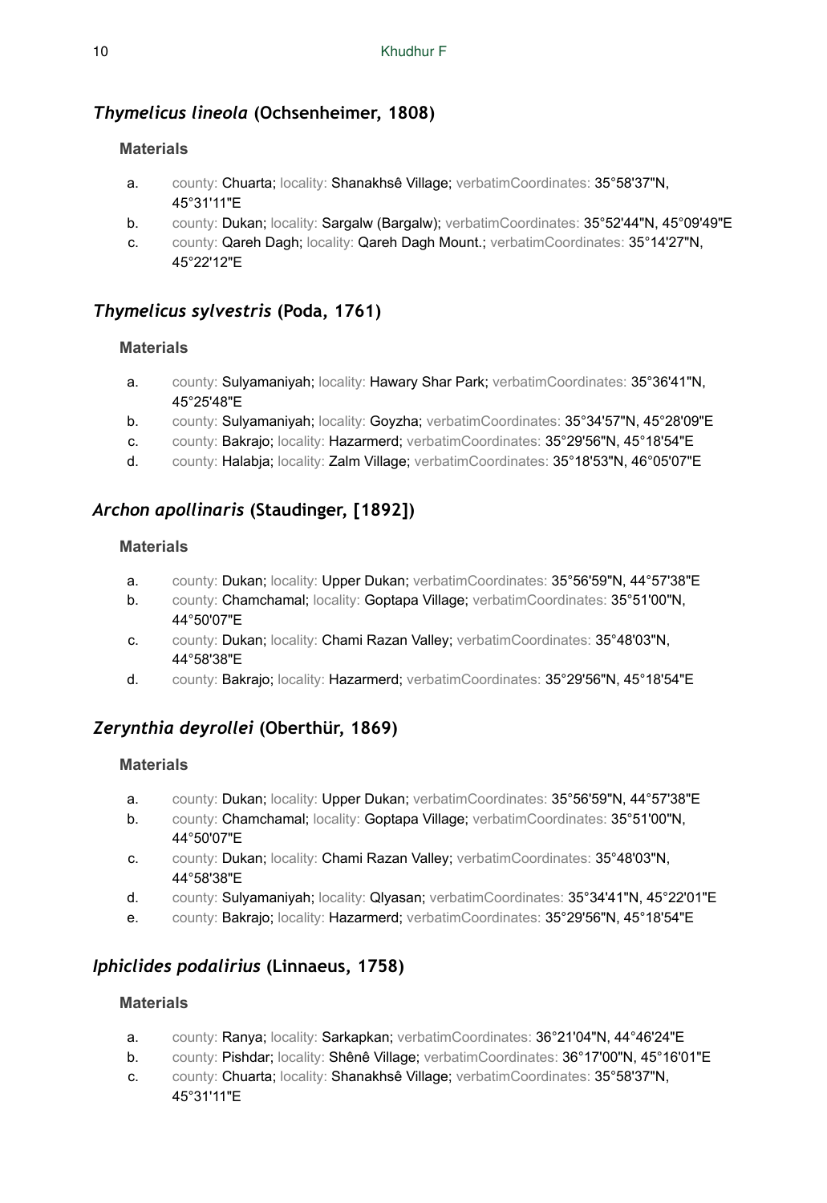## *Thymelicus lineola* (Ochsenheimer, 1808)

### Materials

a. county: Chuarta; locality: Shanakhsê Village; verbatimCoordinates: 35°58'37"N, 45°31'11"E
b. county: Dukan; locality: Sargalw (Bargalw); verbatimCoordinates: 35°52'44"N, 45°09'49"E
c. county: Qareh Dagh; locality: Qareh Dagh Mount.; verbatimCoordinates: 35°14'27"N, 45°22'12"E

## *Thymelicus sylvestris* (Poda, 1761)

### Materials

a. county: Sulyamaniyah; locality: Hawary Shar Park; verbatimCoordinates: 35°36'41"N, 45°25'48"E
b. county: Sulyamaniyah; locality: Goyzha; verbatimCoordinates: 35°34'57"N, 45°28'09"E
c. county: Bakrajo; locality: Hazarmerd; verbatimCoordinates: 35°29'56"N, 45°18'54"E
d. county: Halabja; locality: Zalm Village; verbatimCoordinates: 35°18'53"N, 46°05'07"E

## *Archon apollinaris* (Staudinger, [1892])

### Materials

a. county: Dukan; locality: Upper Dukan; verbatimCoordinates: 35°56'59"N, 44°57'38"E
b. county: Chamchamal; locality: Goptapa Village; verbatimCoordinates: 35°51'00"N, 44°50'07"E
c. county: Dukan; locality: Chami Razan Valley; verbatimCoordinates: 35°48'03"N, 44°58'38"E
d. county: Bakrajo; locality: Hazarmerd; verbatimCoordinates: 35°29'56"N, 45°18'54"E

## *Zerynthia deyrollei* (Oberthür, 1869)

### Materials

a. county: Dukan; locality: Upper Dukan; verbatimCoordinates: 35°56'59"N, 44°57'38"E
b. county: Chamchamal; locality: Goptapa Village; verbatimCoordinates: 35°51'00"N, 44°50'07"E
c. county: Dukan; locality: Chami Razan Valley; verbatimCoordinates: 35°48'03"N, 44°58'38"E
d. county: Sulyamaniyah; locality: Qlyasan; verbatimCoordinates: 35°34'41"N, 45°22'01"E
e. county: Bakrajo; locality: Hazarmerd; verbatimCoordinates: 35°29'56"N, 45°18'54"E

## *Iphiclides podalirius* (Linnaeus, 1758)

### Materials

a. county: Ranya; locality: Sarkapkan; verbatimCoordinates: 36°21'04"N, 44°46'24"E
b. county: Pishdar; locality: Shênê Village; verbatimCoordinates: 36°17'00"N, 45°16'01"E
c. county: Chuarta; locality: Shanakhsê Village; verbatimCoordinates: 35°58'37"N, 45°31'11"E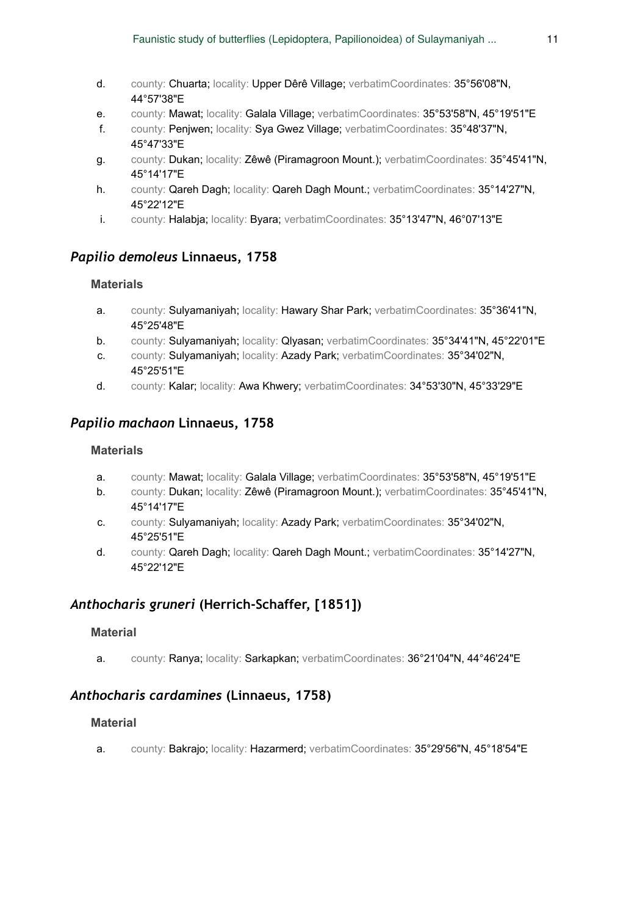d. county: Chuarta; locality: Upper Dêrê Village; verbatimCoordinates: 35°56'08"N, 44°57'38"E
e. county: Mawat; locality: Galala Village; verbatimCoordinates: 35°53'58"N, 45°19'51"E
f. county: Penjwen; locality: Sya Gwez Village; verbatimCoordinates: 35°48'37"N, 45°47'33"E
g. county: Dukan; locality: Zêwê (Piramagroon Mount.); verbatimCoordinates: 35°45'41"N, 45°14'17"E
h. county: Qareh Dagh; locality: Qareh Dagh Mount.; verbatimCoordinates: 35°14'27"N, 45°22'12"E
i. county: Halabja; locality: Byara; verbatimCoordinates: 35°13'47"N, 46°07'13"E

## *Papilio demoleus* Linnaeus, 1758

### Materials

a. county: Sulyamaniyah; locality: Hawary Shar Park; verbatimCoordinates: 35°36'41"N, 45°25'48"E
b. county: Sulyamaniyah; locality: Qlyasan; verbatimCoordinates: 35°34'41"N, 45°22'01"E
c. county: Sulyamaniyah; locality: Azady Park; verbatimCoordinates: 35°34'02"N, 45°25'51"E
d. county: Kalar; locality: Awa Khwery; verbatimCoordinates: 34°53'30"N, 45°33'29"E

## *Papilio machaon* Linnaeus, 1758

### Materials

a. county: Mawat; locality: Galala Village; verbatimCoordinates: 35°53'58"N, 45°19'51"E
b. county: Dukan; locality: Zêwê (Piramagroon Mount.); verbatimCoordinates: 35°45'41"N, 45°14'17"E
c. county: Sulyamaniyah; locality: Azady Park; verbatimCoordinates: 35°34'02"N, 45°25'51"E
d. county: Qareh Dagh; locality: Qareh Dagh Mount.; verbatimCoordinates: 35°14'27"N, 45°22'12"E

## *Anthocharis gruneri* (Herrich-Schaffer, [1851])

### Material

a. county: Ranya; locality: Sarkapkan; verbatimCoordinates: 36°21'04"N, 44°46'24"E

## *Anthocharis cardamines* (Linnaeus, 1758)

### Material

a. county: Bakrajo; locality: Hazarmerd; verbatimCoordinates: 35°29'56"N, 45°18'54"E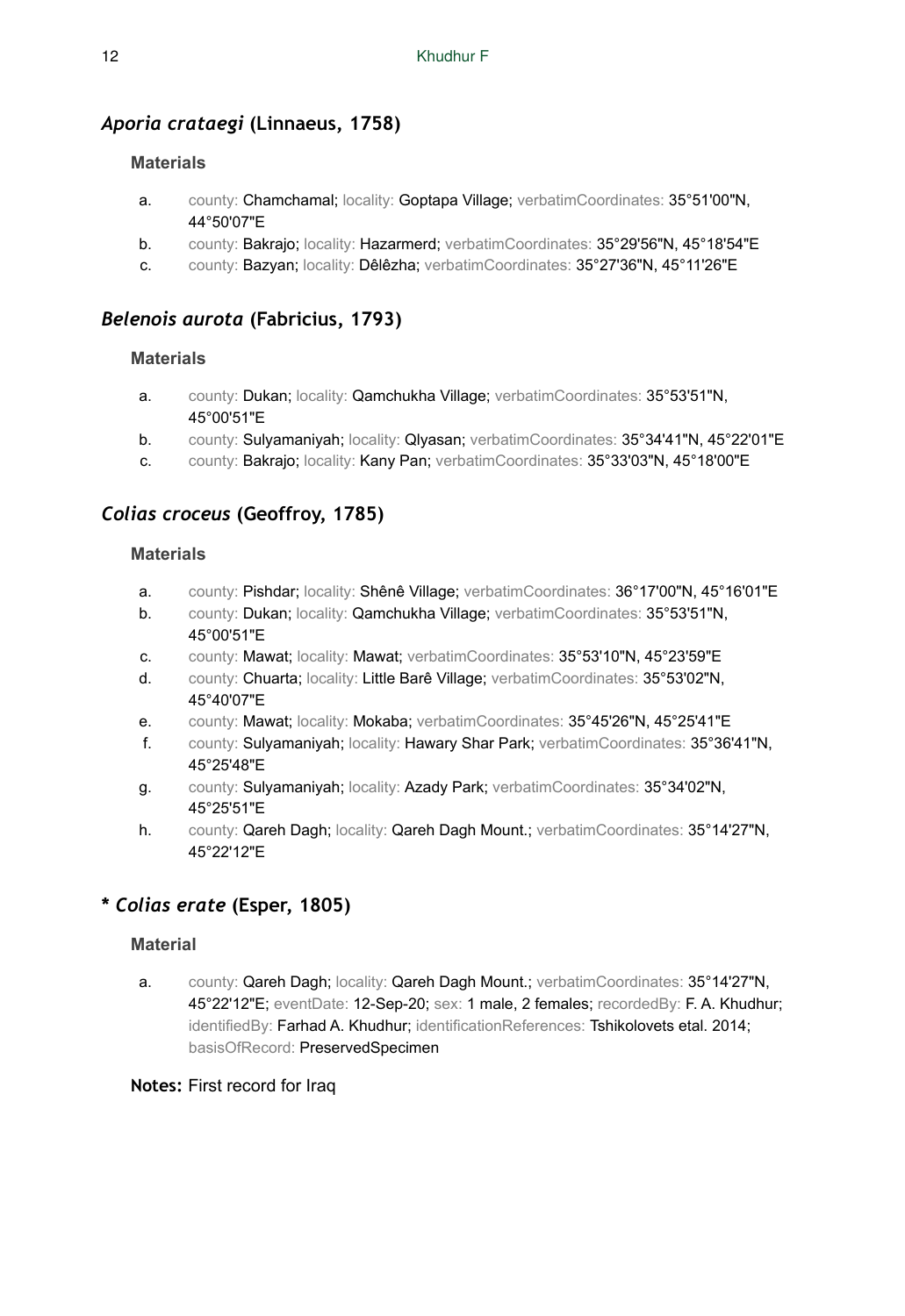## *Aporia crataegi* (Linnaeus, 1758)

### Materials

a. county: Chamchamal; locality: Goptapa Village; verbatimCoordinates: 35°51'00"N, 44°50'07"E
b. county: Bakrajo; locality: Hazarmerd; verbatimCoordinates: 35°29'56"N, 45°18'54"E
c. county: Bazyan; locality: Dêlêzha; verbatimCoordinates: 35°27'36"N, 45°11'26"E

## *Belenois aurota* (Fabricius, 1793)

### Materials

a. county: Dukan; locality: Qamchukha Village; verbatimCoordinates: 35°53'51"N, 45°00'51"E
b. county: Sulyamaniyah; locality: Qlyasan; verbatimCoordinates: 35°34'41"N, 45°22'01"E
c. county: Bakrajo; locality: Kany Pan; verbatimCoordinates: 35°33'03"N, 45°18'00"E

## *Colias croceus* (Geoffroy, 1785)

### Materials

a. county: Pishdar; locality: Shênê Village; verbatimCoordinates: 36°17'00"N, 45°16'01"E
b. county: Dukan; locality: Qamchukha Village; verbatimCoordinates: 35°53'51"N, 45°00'51"E
c. county: Mawat; locality: Mawat; verbatimCoordinates: 35°53'10"N, 45°23'59"E
d. county: Chuarta; locality: Little Barê Village; verbatimCoordinates: 35°53'02"N, 45°40'07"E
e. county: Mawat; locality: Mokaba; verbatimCoordinates: 35°45'26"N, 45°25'41"E
f. county: Sulyamaniyah; locality: Hawary Shar Park; verbatimCoordinates: 35°36'41"N, 45°25'48"E
g. county: Sulyamaniyah; locality: Azady Park; verbatimCoordinates: 35°34'02"N, 45°25'51"E
h. county: Qareh Dagh; locality: Qareh Dagh Mount.; verbatimCoordinates: 35°14'27"N, 45°22'12"E

## * *Colias erate* (Esper, 1805)

### Material

a. county: Qareh Dagh; locality: Qareh Dagh Mount.; verbatimCoordinates: 35°14'27"N, 45°22'12"E; eventDate: 12-Sep-20; sex: 1 male, 2 females; recordedBy: F. A. Khudhur; identifiedBy: Farhad A. Khudhur; identificationReferences: Tshikolovets etal. 2014; basisOfRecord: PreservedSpecimen

**Notes:** First record for Iraq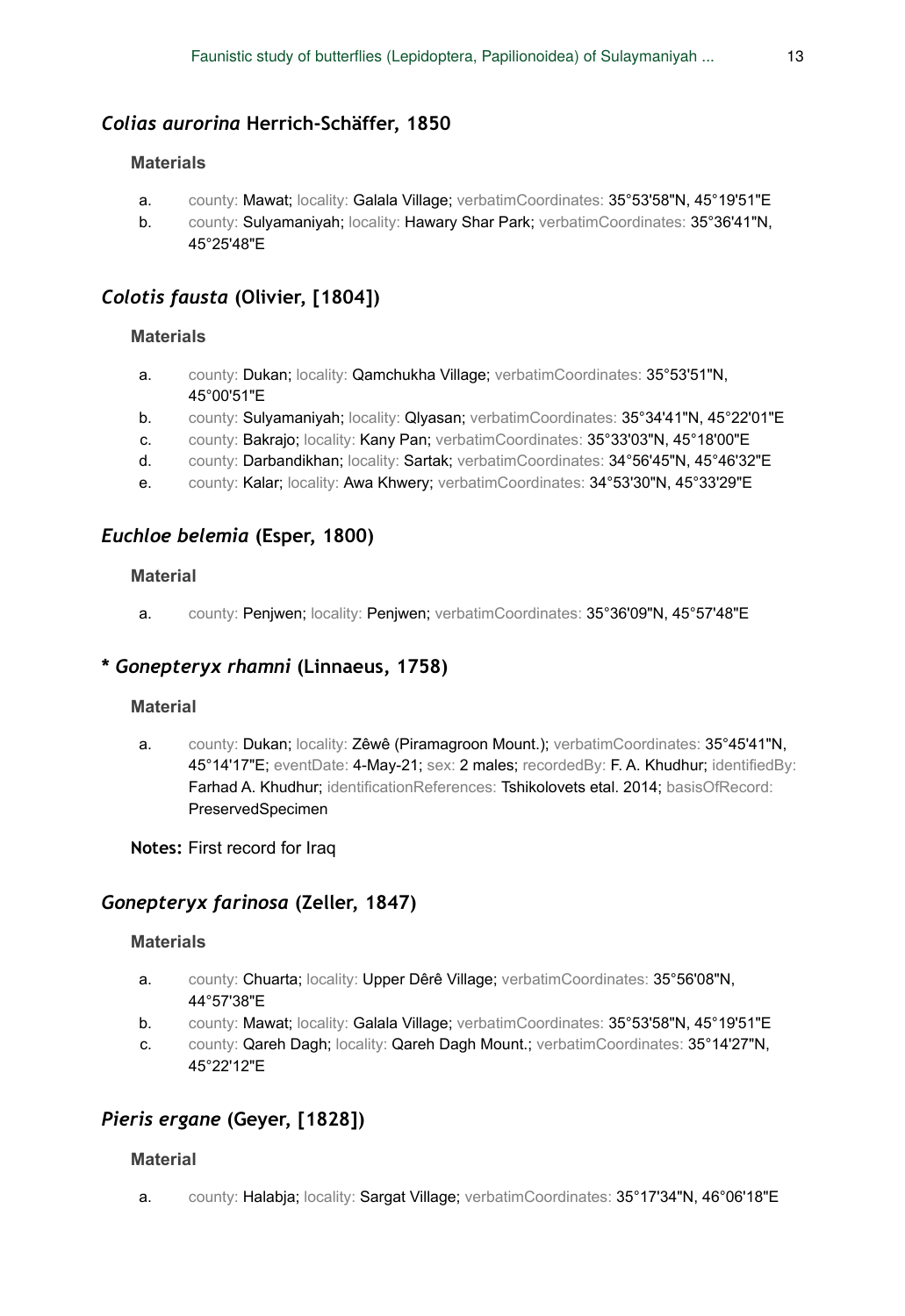### *Colias aurorina* Herrich-Schäffer, 1850

#### Materials

a. county: Mawat; locality: Galala Village; verbatimCoordinates: 35°53'58"N, 45°19'51"E
b. county: Sulyamaniyah; locality: Hawary Shar Park; verbatimCoordinates: 35°36'41"N, 45°25'48"E

### *Colotis fausta* (Olivier, [1804])

#### Materials

a. county: Dukan; locality: Qamchukha Village; verbatimCoordinates: 35°53'51"N, 45°00'51"E
b. county: Sulyamaniyah; locality: Qlyasan; verbatimCoordinates: 35°34'41"N, 45°22'01"E
c. county: Bakrajo; locality: Kany Pan; verbatimCoordinates: 35°33'03"N, 45°18'00"E
d. county: Darbandikhan; locality: Sartak; verbatimCoordinates: 34°56'45"N, 45°46'32"E
e. county: Kalar; locality: Awa Khwery; verbatimCoordinates: 34°53'30"N, 45°33'29"E

### *Euchloe belemia* (Esper, 1800)

#### Material

a. county: Penjwen; locality: Penjwen; verbatimCoordinates: 35°36'09"N, 45°57'48"E

### * *Gonepteryx rhamni* (Linnaeus, 1758)

#### Material

a. county: Dukan; locality: Zêwê (Piramagroon Mount.); verbatimCoordinates: 35°45'41"N, 45°14'17"E; eventDate: 4-May-21; sex: 2 males; recordedBy: F. A. Khudhur; identifiedBy: Farhad A. Khudhur; identificationReferences: Tshikolovets etal. 2014; basisOfRecord: PreservedSpecimen

**Notes:** First record for Iraq

### *Gonepteryx farinosa* (Zeller, 1847)

#### Materials

a. county: Chuarta; locality: Upper Dêrê Village; verbatimCoordinates: 35°56'08"N, 44°57'38"E
b. county: Mawat; locality: Galala Village; verbatimCoordinates: 35°53'58"N, 45°19'51"E
c. county: Qareh Dagh; locality: Qareh Dagh Mount.; verbatimCoordinates: 35°14'27"N, 45°22'12"E

### *Pieris ergane* (Geyer, [1828])

#### Material

a. county: Halabja; locality: Sargat Village; verbatimCoordinates: 35°17'34"N, 46°06'18"E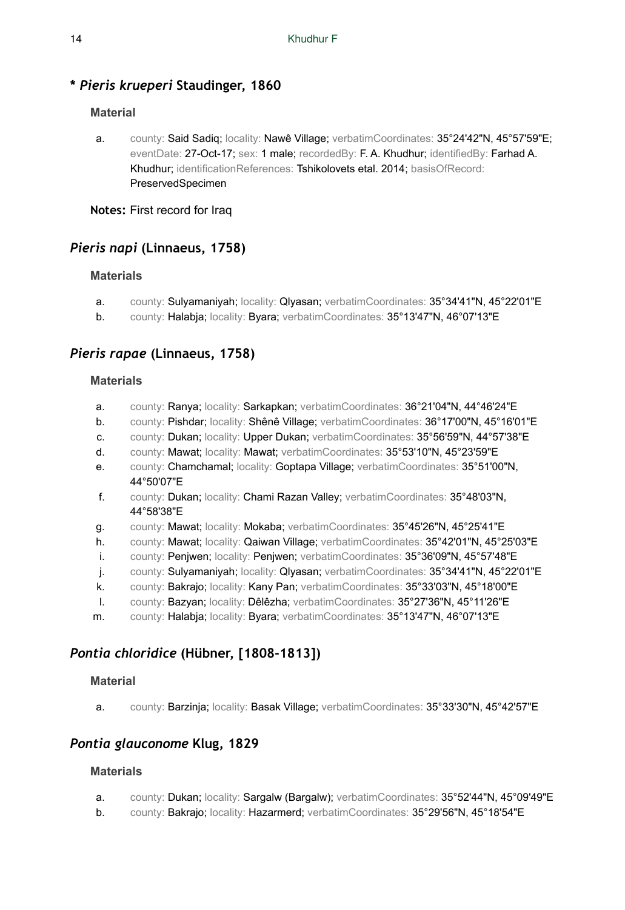## * *Pieris krueperi* Staudinger, 1860

### Material

a. county: Said Sadiq; locality: Nawê Village; verbatimCoordinates: 35°24'42"N, 45°57'59"E; eventDate: 27-Oct-17; sex: 1 male; recordedBy: F. A. Khudhur; identifiedBy: Farhad A. Khudhur; identificationReferences: Tshikolovets etal. 2014; basisOfRecord: PreservedSpecimen

**Notes:** First record for Iraq

## *Pieris napi* (Linnaeus, 1758)

### Materials

a. county: Sulyamaniyah; locality: Qlyasan; verbatimCoordinates: 35°34'41"N, 45°22'01"E
b. county: Halabja; locality: Byara; verbatimCoordinates: 35°13'47"N, 46°07'13"E

## *Pieris rapae* (Linnaeus, 1758)

### Materials

a. county: Ranya; locality: Sarkapkan; verbatimCoordinates: 36°21'04"N, 44°46'24"E
b. county: Pishdar; locality: Shênê Village; verbatimCoordinates: 36°17'00"N, 45°16'01"E
c. county: Dukan; locality: Upper Dukan; verbatimCoordinates: 35°56'59"N, 44°57'38"E
d. county: Mawat; locality: Mawat; verbatimCoordinates: 35°53'10"N, 45°23'59"E
e. county: Chamchamal; locality: Goptapa Village; verbatimCoordinates: 35°51'00"N, 44°50'07"E
f. county: Dukan; locality: Chami Razan Valley; verbatimCoordinates: 35°48'03"N, 44°58'38"E
g. county: Mawat; locality: Mokaba; verbatimCoordinates: 35°45'26"N, 45°25'41"E
h. county: Mawat; locality: Qaiwan Village; verbatimCoordinates: 35°42'01"N, 45°25'03"E
i. county: Penjwen; locality: Penjwen; verbatimCoordinates: 35°36'09"N, 45°57'48"E
j. county: Sulyamaniyah; locality: Qlyasan; verbatimCoordinates: 35°34'41"N, 45°22'01"E
k. county: Bakrajo; locality: Kany Pan; verbatimCoordinates: 35°33'03"N, 45°18'00"E
l. county: Bazyan; locality: Dêlêzha; verbatimCoordinates: 35°27'36"N, 45°11'26"E
m. county: Halabja; locality: Byara; verbatimCoordinates: 35°13'47"N, 46°07'13"E

## *Pontia chloridice* (Hübner, [1808-1813])

### Material

a. county: Barzinja; locality: Basak Village; verbatimCoordinates: 35°33'30"N, 45°42'57"E

## *Pontia glauconome* Klug, 1829

### Materials

a. county: Dukan; locality: Sargalw (Bargalw); verbatimCoordinates: 35°52'44"N, 45°09'49"E
b. county: Bakrajo; locality: Hazarmerd; verbatimCoordinates: 35°29'56"N, 45°18'54"E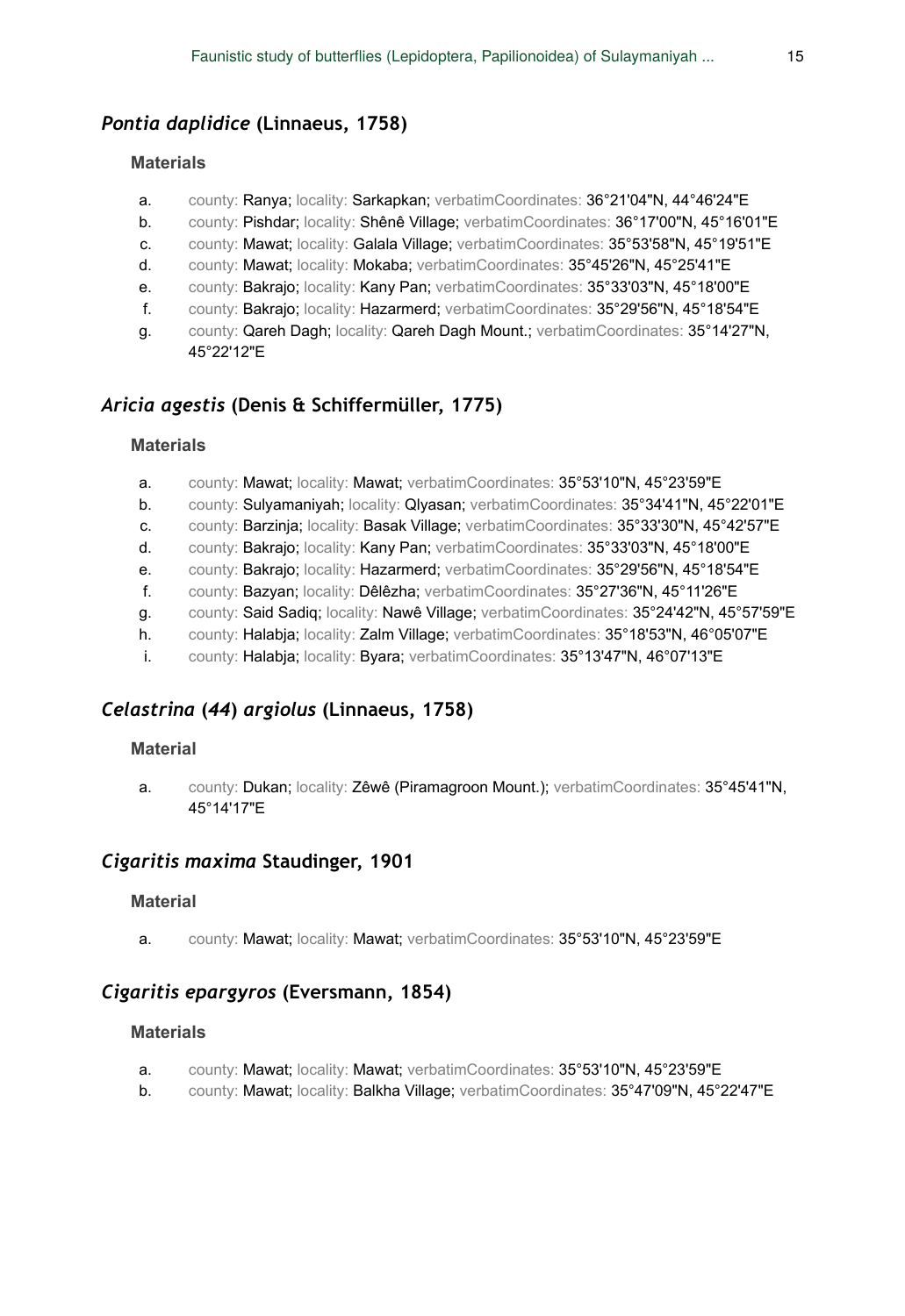## *Pontia daplidice* (Linnaeus, 1758)

### Materials

a. county: Ranya; locality: Sarkapkan; verbatimCoordinates: 36°21'04"N, 44°46'24"E
b. county: Pishdar; locality: Shênê Village; verbatimCoordinates: 36°17'00"N, 45°16'01"E
c. county: Mawat; locality: Galala Village; verbatimCoordinates: 35°53'58"N, 45°19'51"E
d. county: Mawat; locality: Mokaba; verbatimCoordinates: 35°45'26"N, 45°25'41"E
e. county: Bakrajo; locality: Kany Pan; verbatimCoordinates: 35°33'03"N, 45°18'00"E
f. county: Bakrajo; locality: Hazarmerd; verbatimCoordinates: 35°29'56"N, 45°18'54"E
g. county: Qareh Dagh; locality: Qareh Dagh Mount.; verbatimCoordinates: 35°14'27"N, 45°22'12"E

## *Aricia agestis* (Denis & Schiffermüller, 1775)

### Materials

a. county: Mawat; locality: Mawat; verbatimCoordinates: 35°53'10"N, 45°23'59"E
b. county: Sulyamaniyah; locality: Qlyasan; verbatimCoordinates: 35°34'41"N, 45°22'01"E
c. county: Barzinja; locality: Basak Village; verbatimCoordinates: 35°33'30"N, 45°42'57"E
d. county: Bakrajo; locality: Kany Pan; verbatimCoordinates: 35°33'03"N, 45°18'00"E
e. county: Bakrajo; locality: Hazarmerd; verbatimCoordinates: 35°29'56"N, 45°18'54"E
f. county: Bazyan; locality: Dêlêzha; verbatimCoordinates: 35°27'36"N, 45°11'26"E
g. county: Said Sadiq; locality: Nawê Village; verbatimCoordinates: 35°24'42"N, 45°57'59"E
h. county: Halabja; locality: Zalm Village; verbatimCoordinates: 35°18'53"N, 46°05'07"E
i. county: Halabja; locality: Byara; verbatimCoordinates: 35°13'47"N, 46°07'13"E

## *Celastrina* (*44*) *argiolus* (Linnaeus, 1758)

### Material

a. county: Dukan; locality: Zêwê (Piramagroon Mount.); verbatimCoordinates: 35°45'41"N, 45°14'17"E

## *Cigaritis maxima* Staudinger, 1901

### Material

a. county: Mawat; locality: Mawat; verbatimCoordinates: 35°53'10"N, 45°23'59"E

## *Cigaritis epargyros* (Eversmann, 1854)

### Materials

a. county: Mawat; locality: Mawat; verbatimCoordinates: 35°53'10"N, 45°23'59"E
b. county: Mawat; locality: Balkha Village; verbatimCoordinates: 35°47'09"N, 45°22'47"E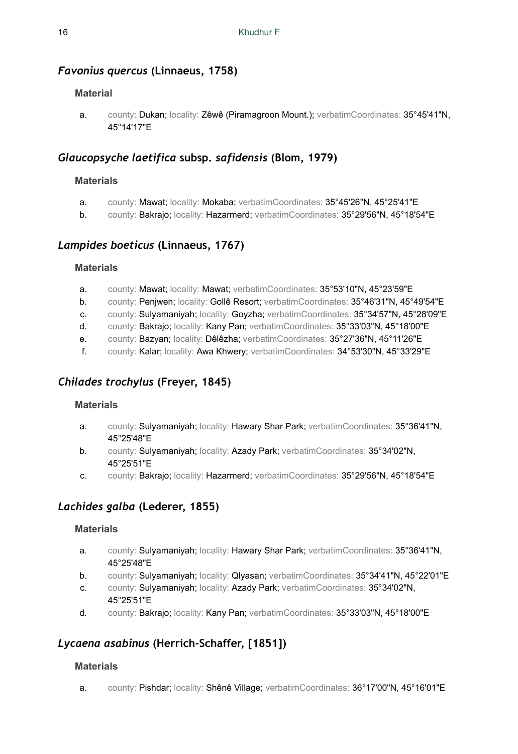## *Favonius quercus* (Linnaeus, 1758)

### Material

a. county: Dukan; locality: Zêwê (Piramagroon Mount.); verbatimCoordinates: 35°45'41"N, 45°14'17"E

## *Glaucopsyche laetifica* subsp. *safidensis* (Blom, 1979)

### Materials

a. county: Mawat; locality: Mokaba; verbatimCoordinates: 35°45'26"N, 45°25'41"E
b. county: Bakrajo; locality: Hazarmerd; verbatimCoordinates: 35°29'56"N, 45°18'54"E

## *Lampides boeticus* (Linnaeus, 1767)

### Materials

a. county: Mawat; locality: Mawat; verbatimCoordinates: 35°53'10"N, 45°23'59"E
b. county: Penjwen; locality: Gollê Resort; verbatimCoordinates: 35°46'31"N, 45°49'54"E
c. county: Sulyamaniyah; locality: Goyzha; verbatimCoordinates: 35°34'57"N, 45°28'09"E
d. county: Bakrajo; locality: Kany Pan; verbatimCoordinates: 35°33'03"N, 45°18'00"E
e. county: Bazyan; locality: Dêlêzha; verbatimCoordinates: 35°27'36"N, 45°11'26"E
f. county: Kalar; locality: Awa Khwery; verbatimCoordinates: 34°53'30"N, 45°33'29"E

## *Chilades trochylus* (Freyer, 1845)

### Materials

a. county: Sulyamaniyah; locality: Hawary Shar Park; verbatimCoordinates: 35°36'41"N, 45°25'48"E
b. county: Sulyamaniyah; locality: Azady Park; verbatimCoordinates: 35°34'02"N, 45°25'51"E
c. county: Bakrajo; locality: Hazarmerd; verbatimCoordinates: 35°29'56"N, 45°18'54"E

## *Lachides galba* (Lederer, 1855)

### Materials

a. county: Sulyamaniyah; locality: Hawary Shar Park; verbatimCoordinates: 35°36'41"N, 45°25'48"E
b. county: Sulyamaniyah; locality: Qlyasan; verbatimCoordinates: 35°34'41"N, 45°22'01"E
c. county: Sulyamaniyah; locality: Azady Park; verbatimCoordinates: 35°34'02"N, 45°25'51"E
d. county: Bakrajo; locality: Kany Pan; verbatimCoordinates: 35°33'03"N, 45°18'00"E

## *Lycaena asabinus* (Herrich-Schaffer, [1851])

### Materials

a. county: Pishdar; locality: Shênê Village; verbatimCoordinates: 36°17'00"N, 45°16'01"E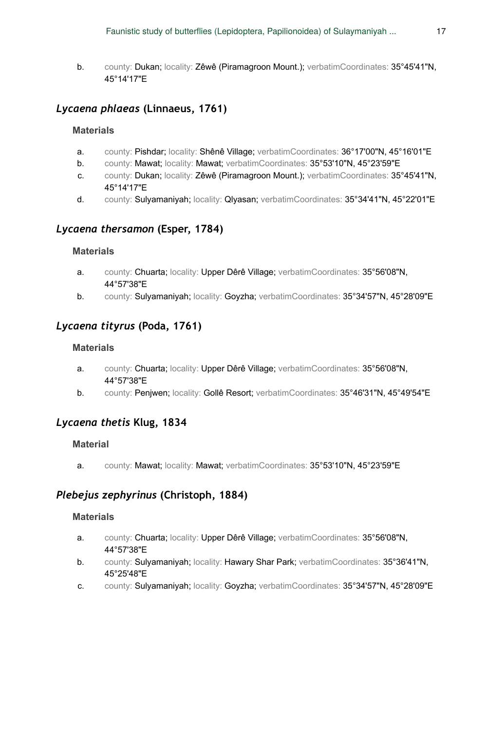b. county: Dukan; locality: Zêwê (Piramagroon Mount.); verbatimCoordinates: 35°45'41"N, 45°14'17"E

## *Lycaena phlaeas* (Linnaeus, 1761)

### Materials

a. county: Pishdar; locality: Shênê Village; verbatimCoordinates: 36°17'00"N, 45°16'01"E
b. county: Mawat; locality: Mawat; verbatimCoordinates: 35°53'10"N, 45°23'59"E
c. county: Dukan; locality: Zêwê (Piramagroon Mount.); verbatimCoordinates: 35°45'41"N, 45°14'17"E
d. county: Sulyamaniyah; locality: Qlyasan; verbatimCoordinates: 35°34'41"N, 45°22'01"E

## *Lycaena thersamon* (Esper, 1784)

### Materials

a. county: Chuarta; locality: Upper Dêrê Village; verbatimCoordinates: 35°56'08"N, 44°57'38"E
b. county: Sulyamaniyah; locality: Goyzha; verbatimCoordinates: 35°34'57"N, 45°28'09"E

## *Lycaena tityrus* (Poda, 1761)

### Materials

a. county: Chuarta; locality: Upper Dêrê Village; verbatimCoordinates: 35°56'08"N, 44°57'38"E
b. county: Penjwen; locality: Gollê Resort; verbatimCoordinates: 35°46'31"N, 45°49'54"E

## *Lycaena thetis* Klug, 1834

### Material

a. county: Mawat; locality: Mawat; verbatimCoordinates: 35°53'10"N, 45°23'59"E

## *Plebejus zephyrinus* (Christoph, 1884)

### Materials

a. county: Chuarta; locality: Upper Dêrê Village; verbatimCoordinates: 35°56'08"N, 44°57'38"E
b. county: Sulyamaniyah; locality: Hawary Shar Park; verbatimCoordinates: 35°36'41"N, 45°25'48"E
c. county: Sulyamaniyah; locality: Goyzha; verbatimCoordinates: 35°34'57"N, 45°28'09"E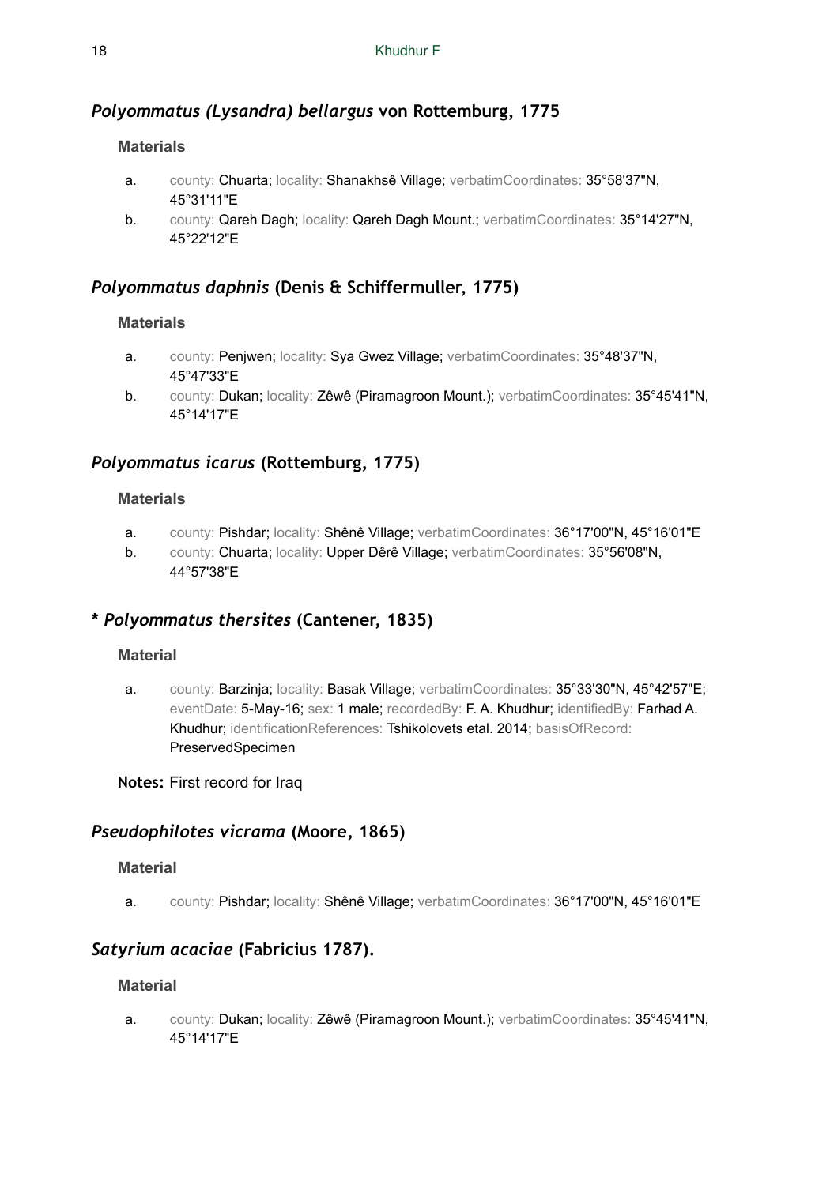## *Polyommatus (Lysandra) bellargus* von Rottemburg, 1775

### Materials

a. county: Chuarta; locality: Shanakhsê Village; verbatimCoordinates: 35°58'37"N, 45°31'11"E
b. county: Qareh Dagh; locality: Qareh Dagh Mount.; verbatimCoordinates: 35°14'27"N, 45°22'12"E

## *Polyommatus daphnis* (Denis & Schiffermuller, 1775)

### Materials

a. county: Penjwen; locality: Sya Gwez Village; verbatimCoordinates: 35°48'37"N, 45°47'33"E
b. county: Dukan; locality: Zêwê (Piramagroon Mount.); verbatimCoordinates: 35°45'41"N, 45°14'17"E

## *Polyommatus icarus* (Rottemburg, 1775)

### Materials

a. county: Pishdar; locality: Shênê Village; verbatimCoordinates: 36°17'00"N, 45°16'01"E
b. county: Chuarta; locality: Upper Dêrê Village; verbatimCoordinates: 35°56'08"N, 44°57'38"E

## * *Polyommatus thersites* (Cantener, 1835)

### Material

a. county: Barzinja; locality: Basak Village; verbatimCoordinates: 35°33'30"N, 45°42'57"E; eventDate: 5-May-16; sex: 1 male; recordedBy: F. A. Khudhur; identifiedBy: Farhad A. Khudhur; identificationReferences: Tshikolovets etal. 2014; basisOfRecord: PreservedSpecimen

**Notes:** First record for Iraq

## *Pseudophilotes vicrama* (Moore, 1865)

### Material

a. county: Pishdar; locality: Shênê Village; verbatimCoordinates: 36°17'00"N, 45°16'01"E

## *Satyrium acaciae* (Fabricius 1787).

### Material

a. county: Dukan; locality: Zêwê (Piramagroon Mount.); verbatimCoordinates: 35°45'41"N, 45°14'17"E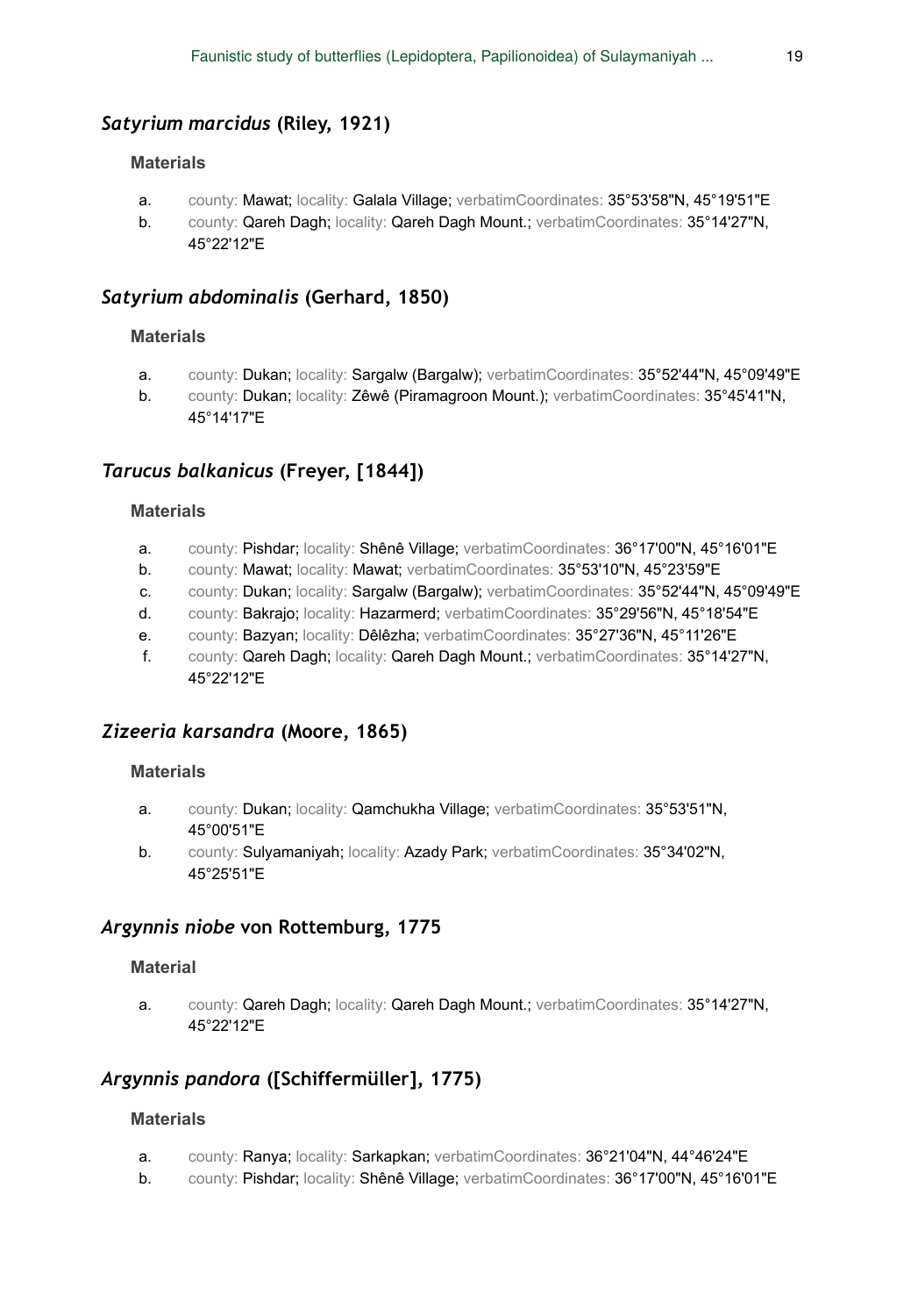## *Satyrium marcidus* (Riley, 1921)

### Materials

a. county: Mawat; locality: Galala Village; verbatimCoordinates: 35°53'58"N, 45°19'51"E
b. county: Qareh Dagh; locality: Qareh Dagh Mount.; verbatimCoordinates: 35°14'27"N, 45°22'12"E

## *Satyrium abdominalis* (Gerhard, 1850)

### Materials

a. county: Dukan; locality: Sargalw (Bargalw); verbatimCoordinates: 35°52'44"N, 45°09'49"E
b. county: Dukan; locality: Zêwê (Piramagroon Mount.); verbatimCoordinates: 35°45'41"N, 45°14'17"E

## *Tarucus balkanicus* (Freyer, [1844])

### Materials

a. county: Pishdar; locality: Shênê Village; verbatimCoordinates: 36°17'00"N, 45°16'01"E
b. county: Mawat; locality: Mawat; verbatimCoordinates: 35°53'10"N, 45°23'59"E
c. county: Dukan; locality: Sargalw (Bargalw); verbatimCoordinates: 35°52'44"N, 45°09'49"E
d. county: Bakrajo; locality: Hazarmerd; verbatimCoordinates: 35°29'56"N, 45°18'54"E
e. county: Bazyan; locality: Dêlêzha; verbatimCoordinates: 35°27'36"N, 45°11'26"E
f. county: Qareh Dagh; locality: Qareh Dagh Mount.; verbatimCoordinates: 35°14'27"N, 45°22'12"E

## *Zizeeria karsandra* (Moore, 1865)

### Materials

a. county: Dukan; locality: Qamchukha Village; verbatimCoordinates: 35°53'51"N, 45°00'51"E
b. county: Sulyamaniyah; locality: Azady Park; verbatimCoordinates: 35°34'02"N, 45°25'51"E

## *Argynnis niobe* von Rottemburg, 1775

### Material

a. county: Qareh Dagh; locality: Qareh Dagh Mount.; verbatimCoordinates: 35°14'27"N, 45°22'12"E

## *Argynnis pandora* ([Schiffermüller], 1775)

### Materials

a. county: Ranya; locality: Sarkapkan; verbatimCoordinates: 36°21'04"N, 44°46'24"E
b. county: Pishdar; locality: Shênê Village; verbatimCoordinates: 36°17'00"N, 45°16'01"E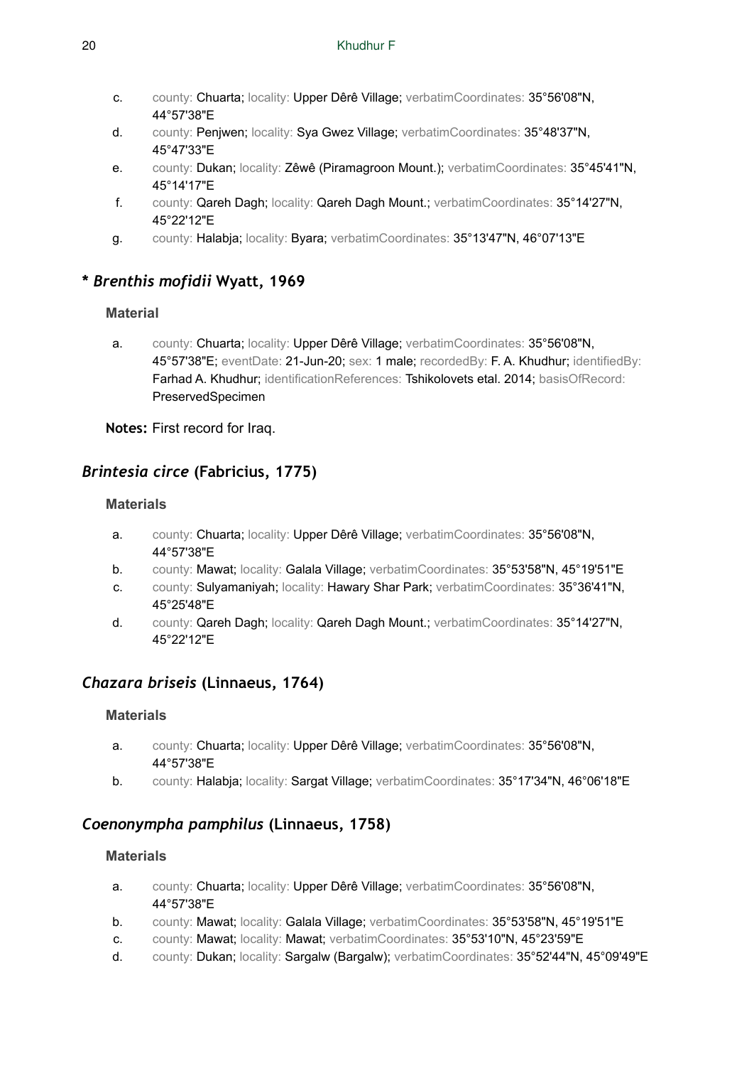c. county: Chuarta; locality: Upper Dêrê Village; verbatimCoordinates: 35°56'08"N, 44°57'38"E
d. county: Penjwen; locality: Sya Gwez Village; verbatimCoordinates: 35°48'37"N, 45°47'33"E
e. county: Dukan; locality: Zêwê (Piramagroon Mount.); verbatimCoordinates: 35°45'41"N, 45°14'17"E
f. county: Qareh Dagh; locality: Qareh Dagh Mount.; verbatimCoordinates: 35°14'27"N, 45°22'12"E
g. county: Halabja; locality: Byara; verbatimCoordinates: 35°13'47"N, 46°07'13"E

## * *Brenthis mofidii* Wyatt, 1969

### Material

a. county: Chuarta; locality: Upper Dêrê Village; verbatimCoordinates: 35°56'08"N, 45°57'38"E; eventDate: 21-Jun-20; sex: 1 male; recordedBy: F. A. Khudhur; identifiedBy: Farhad A. Khudhur; identificationReferences: Tshikolovets etal. 2014; basisOfRecord: PreservedSpecimen

**Notes:** First record for Iraq.

## *Brintesia circe* (Fabricius, 1775)

### Materials

a. county: Chuarta; locality: Upper Dêrê Village; verbatimCoordinates: 35°56'08"N, 44°57'38"E
b. county: Mawat; locality: Galala Village; verbatimCoordinates: 35°53'58"N, 45°19'51"E
c. county: Sulyamaniyah; locality: Hawary Shar Park; verbatimCoordinates: 35°36'41"N, 45°25'48"E
d. county: Qareh Dagh; locality: Qareh Dagh Mount.; verbatimCoordinates: 35°14'27"N, 45°22'12"E

## *Chazara briseis* (Linnaeus, 1764)

### Materials

a. county: Chuarta; locality: Upper Dêrê Village; verbatimCoordinates: 35°56'08"N, 44°57'38"E
b. county: Halabja; locality: Sargat Village; verbatimCoordinates: 35°17'34"N, 46°06'18"E

## *Coenonympha pamphilus* (Linnaeus, 1758)

### Materials

a. county: Chuarta; locality: Upper Dêrê Village; verbatimCoordinates: 35°56'08"N, 44°57'38"E
b. county: Mawat; locality: Galala Village; verbatimCoordinates: 35°53'58"N, 45°19'51"E
c. county: Mawat; locality: Mawat; verbatimCoordinates: 35°53'10"N, 45°23'59"E
d. county: Dukan; locality: Sargalw (Bargalw); verbatimCoordinates: 35°52'44"N, 45°09'49"E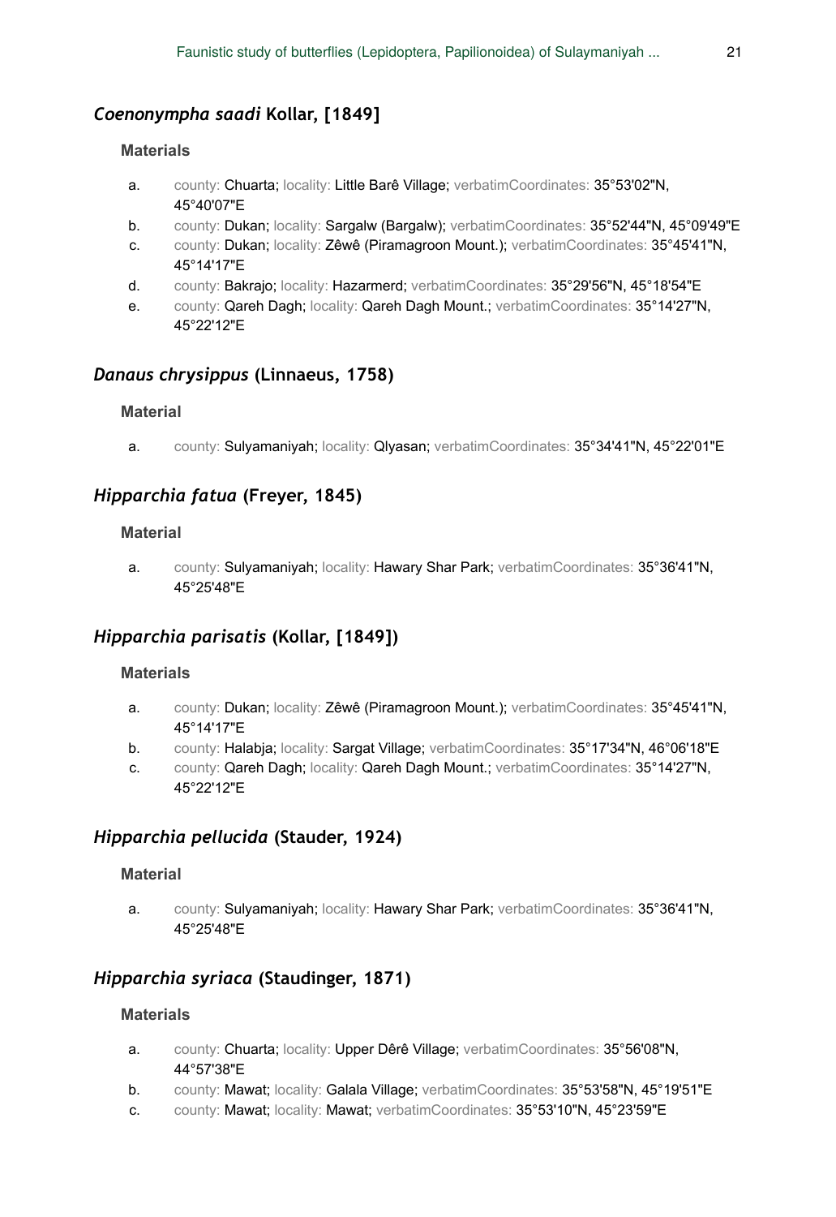### *Coenonympha saadi* Kollar, [1849]

#### Materials

a. county: Chuarta; locality: Little Barê Village; verbatimCoordinates: 35°53'02"N, 45°40'07"E
b. county: Dukan; locality: Sargalw (Bargalw); verbatimCoordinates: 35°52'44"N, 45°09'49"E
c. county: Dukan; locality: Zêwê (Piramagroon Mount.); verbatimCoordinates: 35°45'41"N, 45°14'17"E
d. county: Bakrajo; locality: Hazarmerd; verbatimCoordinates: 35°29'56"N, 45°18'54"E
e. county: Qareh Dagh; locality: Qareh Dagh Mount.; verbatimCoordinates: 35°14'27"N, 45°22'12"E

### *Danaus chrysippus* (Linnaeus, 1758)

#### Material

a. county: Sulyamaniyah; locality: Qlyasan; verbatimCoordinates: 35°34'41"N, 45°22'01"E

### *Hipparchia fatua* (Freyer, 1845)

#### Material

a. county: Sulyamaniyah; locality: Hawary Shar Park; verbatimCoordinates: 35°36'41"N, 45°25'48"E

### *Hipparchia parisatis* (Kollar, [1849])

#### Materials

a. county: Dukan; locality: Zêwê (Piramagroon Mount.); verbatimCoordinates: 35°45'41"N, 45°14'17"E
b. county: Halabja; locality: Sargat Village; verbatimCoordinates: 35°17'34"N, 46°06'18"E
c. county: Qareh Dagh; locality: Qareh Dagh Mount.; verbatimCoordinates: 35°14'27"N, 45°22'12"E

### *Hipparchia pellucida* (Stauder, 1924)

#### Material

a. county: Sulyamaniyah; locality: Hawary Shar Park; verbatimCoordinates: 35°36'41"N, 45°25'48"E

### *Hipparchia syriaca* (Staudinger, 1871)

#### Materials

a. county: Chuarta; locality: Upper Dêrê Village; verbatimCoordinates: 35°56'08"N, 44°57'38"E
b. county: Mawat; locality: Galala Village; verbatimCoordinates: 35°53'58"N, 45°19'51"E
c. county: Mawat; locality: Mawat; verbatimCoordinates: 35°53'10"N, 45°23'59"E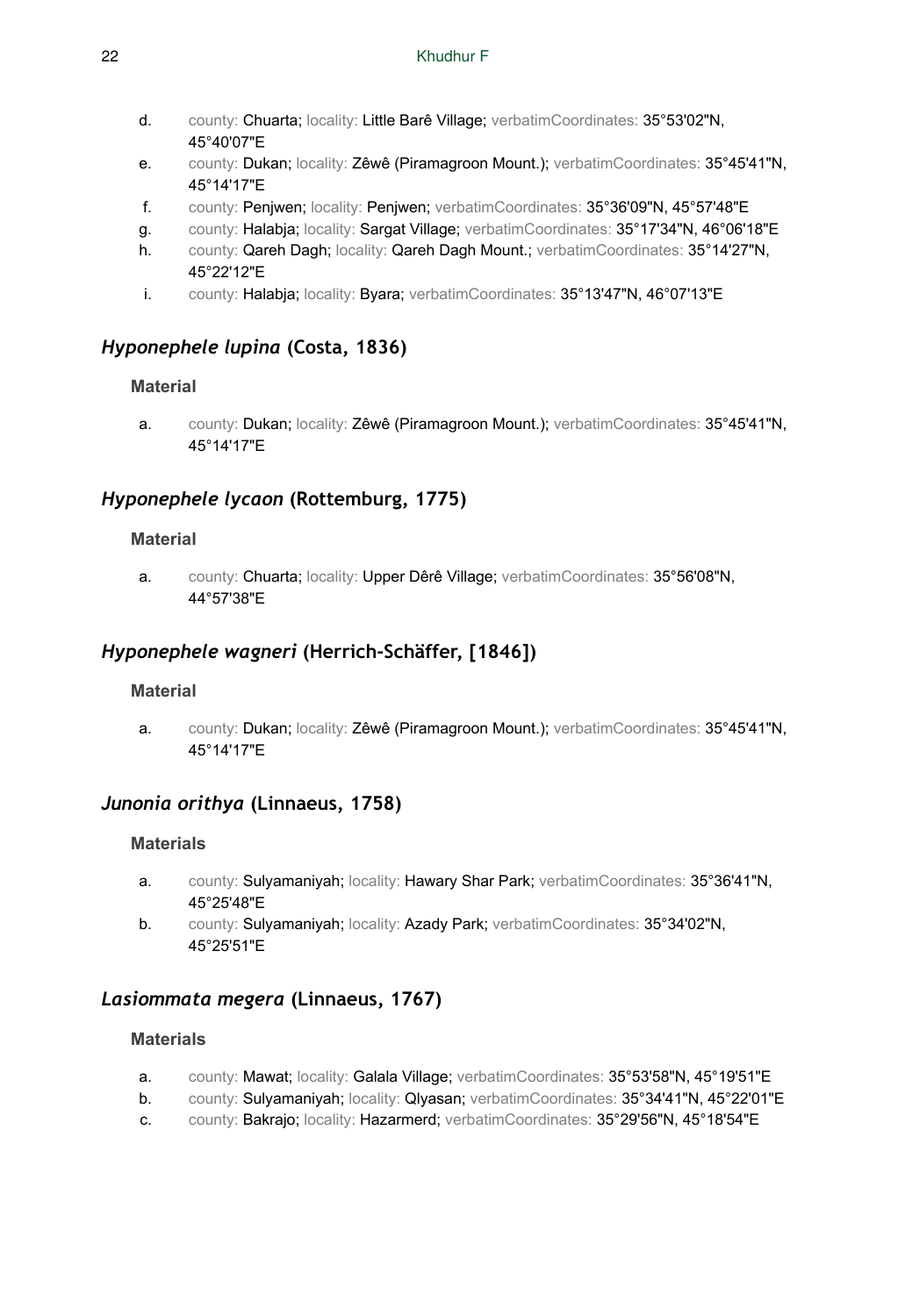d. county: Chuarta; locality: Little Barê Village; verbatimCoordinates: 35°53'02"N, 45°40'07"E
e. county: Dukan; locality: Zêwê (Piramagroon Mount.); verbatimCoordinates: 35°45'41"N, 45°14'17"E
f. county: Penjwen; locality: Penjwen; verbatimCoordinates: 35°36'09"N, 45°57'48"E
g. county: Halabja; locality: Sargat Village; verbatimCoordinates: 35°17'34"N, 46°06'18"E
h. county: Qareh Dagh; locality: Qareh Dagh Mount.; verbatimCoordinates: 35°14'27"N, 45°22'12"E
i. county: Halabja; locality: Byara; verbatimCoordinates: 35°13'47"N, 46°07'13"E

## *Hyponephele lupina* (Costa, 1836)

### Material

a. county: Dukan; locality: Zêwê (Piramagroon Mount.); verbatimCoordinates: 35°45'41"N, 45°14'17"E

## *Hyponephele lycaon* (Rottemburg, 1775)

### Material

a. county: Chuarta; locality: Upper Dêrê Village; verbatimCoordinates: 35°56'08"N, 44°57'38"E

## *Hyponephele wagneri* (Herrich-Schäffer, [1846])

### Material

a. county: Dukan; locality: Zêwê (Piramagroon Mount.); verbatimCoordinates: 35°45'41"N, 45°14'17"E

## *Junonia orithya* (Linnaeus, 1758)

### Materials

a. county: Sulyamaniyah; locality: Hawary Shar Park; verbatimCoordinates: 35°36'41"N, 45°25'48"E
b. county: Sulyamaniyah; locality: Azady Park; verbatimCoordinates: 35°34'02"N, 45°25'51"E

## *Lasiommata megera* (Linnaeus, 1767)

### Materials

a. county: Mawat; locality: Galala Village; verbatimCoordinates: 35°53'58"N, 45°19'51"E
b. county: Sulyamaniyah; locality: Qlyasan; verbatimCoordinates: 35°34'41"N, 45°22'01"E
c. county: Bakrajo; locality: Hazarmerd; verbatimCoordinates: 35°29'56"N, 45°18'54"E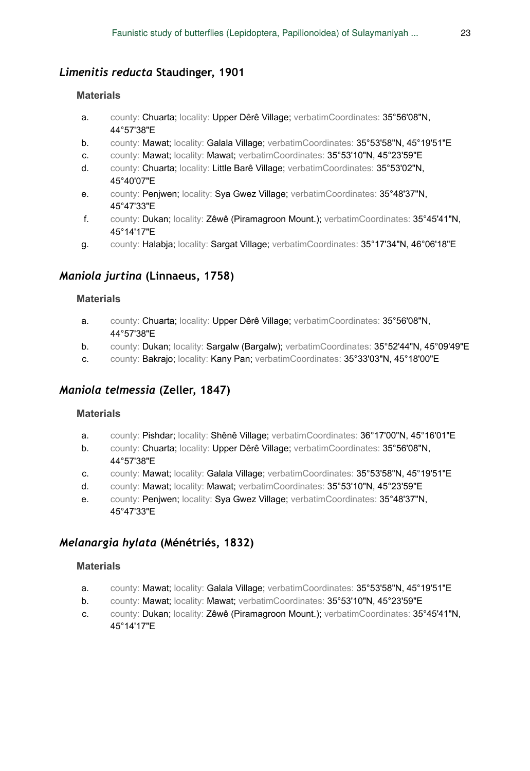## *Limenitis reducta* Staudinger, 1901

#### Materials

a. county: Chuarta; locality: Upper Dêrê Village; verbatimCoordinates: 35°56'08"N, 44°57'38"E
b. county: Mawat; locality: Galala Village; verbatimCoordinates: 35°53'58"N, 45°19'51"E
c. county: Mawat; locality: Mawat; verbatimCoordinates: 35°53'10"N, 45°23'59"E
d. county: Chuarta; locality: Little Barê Village; verbatimCoordinates: 35°53'02"N, 45°40'07"E
e. county: Penjwen; locality: Sya Gwez Village; verbatimCoordinates: 35°48'37"N, 45°47'33"E
f. county: Dukan; locality: Zêwê (Piramagroon Mount.); verbatimCoordinates: 35°45'41"N, 45°14'17"E
g. county: Halabja; locality: Sargat Village; verbatimCoordinates: 35°17'34"N, 46°06'18"E

## *Maniola jurtina* (Linnaeus, 1758)

#### Materials

a. county: Chuarta; locality: Upper Dêrê Village; verbatimCoordinates: 35°56'08"N, 44°57'38"E
b. county: Dukan; locality: Sargalw (Bargalw); verbatimCoordinates: 35°52'44"N, 45°09'49"E
c. county: Bakrajo; locality: Kany Pan; verbatimCoordinates: 35°33'03"N, 45°18'00"E

## *Maniola telmessia* (Zeller, 1847)

#### Materials

a. county: Pishdar; locality: Shênê Village; verbatimCoordinates: 36°17'00"N, 45°16'01"E
b. county: Chuarta; locality: Upper Dêrê Village; verbatimCoordinates: 35°56'08"N, 44°57'38"E
c. county: Mawat; locality: Galala Village; verbatimCoordinates: 35°53'58"N, 45°19'51"E
d. county: Mawat; locality: Mawat; verbatimCoordinates: 35°53'10"N, 45°23'59"E
e. county: Penjwen; locality: Sya Gwez Village; verbatimCoordinates: 35°48'37"N, 45°47'33"E

## *Melanargia hylata* (Ménétriés, 1832)

#### Materials

a. county: Mawat; locality: Galala Village; verbatimCoordinates: 35°53'58"N, 45°19'51"E
b. county: Mawat; locality: Mawat; verbatimCoordinates: 35°53'10"N, 45°23'59"E
c. county: Dukan; locality: Zêwê (Piramagroon Mount.); verbatimCoordinates: 35°45'41"N, 45°14'17"E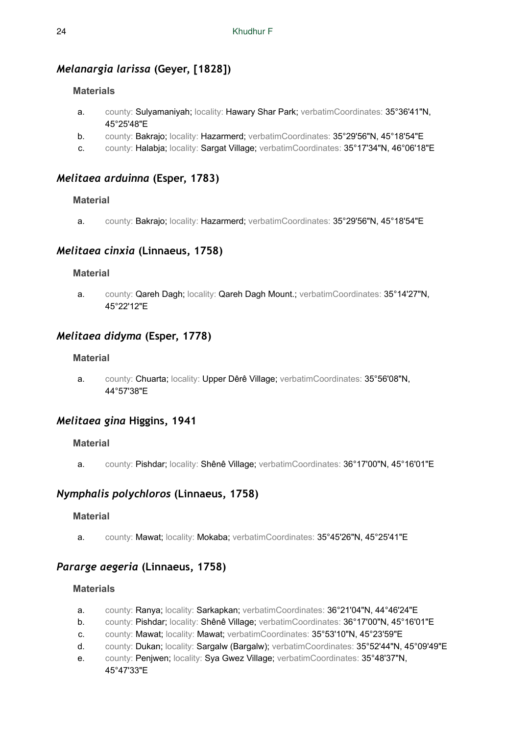## *Melanargia larissa* (Geyer, [1828])

### Materials

a. county: Sulyamaniyah; locality: Hawary Shar Park; verbatimCoordinates: 35°36'41"N, 45°25'48"E
b. county: Bakrajo; locality: Hazarmerd; verbatimCoordinates: 35°29'56"N, 45°18'54"E
c. county: Halabja; locality: Sargat Village; verbatimCoordinates: 35°17'34"N, 46°06'18"E

## *Melitaea arduinna* (Esper, 1783)

### Material

a. county: Bakrajo; locality: Hazarmerd; verbatimCoordinates: 35°29'56"N, 45°18'54"E

## *Melitaea cinxia* (Linnaeus, 1758)

### Material

a. county: Qareh Dagh; locality: Qareh Dagh Mount.; verbatimCoordinates: 35°14'27"N, 45°22'12"E

## *Melitaea didyma* (Esper, 1778)

### Material

a. county: Chuarta; locality: Upper Dêrê Village; verbatimCoordinates: 35°56'08"N, 44°57'38"E

## *Melitaea gina* Higgins, 1941

### Material

a. county: Pishdar; locality: Shênê Village; verbatimCoordinates: 36°17'00"N, 45°16'01"E

## *Nymphalis polychloros* (Linnaeus, 1758)

### Material

a. county: Mawat; locality: Mokaba; verbatimCoordinates: 35°45'26"N, 45°25'41"E

## *Pararge aegeria* (Linnaeus, 1758)

### Materials

a. county: Ranya; locality: Sarkapkan; verbatimCoordinates: 36°21'04"N, 44°46'24"E
b. county: Pishdar; locality: Shênê Village; verbatimCoordinates: 36°17'00"N, 45°16'01"E
c. county: Mawat; locality: Mawat; verbatimCoordinates: 35°53'10"N, 45°23'59"E
d. county: Dukan; locality: Sargalw (Bargalw); verbatimCoordinates: 35°52'44"N, 45°09'49"E
e. county: Penjwen; locality: Sya Gwez Village; verbatimCoordinates: 35°48'37"N, 45°47'33"E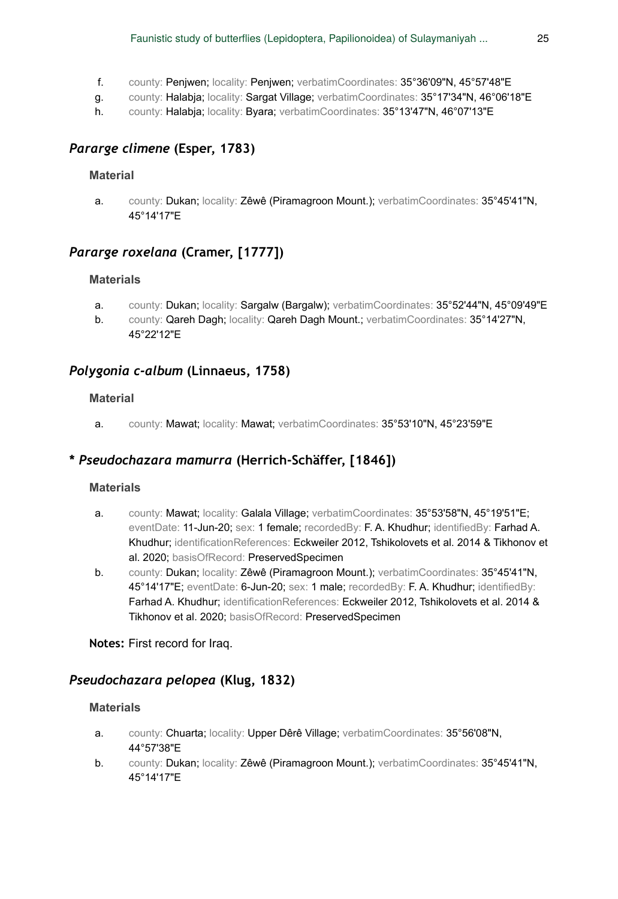f. county: Penjwen; locality: Penjwen; verbatimCoordinates: 35°36'09"N, 45°57'48"E
g. county: Halabja; locality: Sargat Village; verbatimCoordinates: 35°17'34"N, 46°06'18"E
h. county: Halabja; locality: Byara; verbatimCoordinates: 35°13'47"N, 46°07'13"E

## *Pararge climene* (Esper, 1783)

### Material

a. county: Dukan; locality: Zêwê (Piramagroon Mount.); verbatimCoordinates: 35°45'41"N, 45°14'17"E

## *Pararge roxelana* (Cramer, [1777])

### Materials

a. county: Dukan; locality: Sargalw (Bargalw); verbatimCoordinates: 35°52'44"N, 45°09'49"E
b. county: Qareh Dagh; locality: Qareh Dagh Mount.; verbatimCoordinates: 35°14'27"N, 45°22'12"E

## *Polygonia c-album* (Linnaeus, 1758)

### Material

a. county: Mawat; locality: Mawat; verbatimCoordinates: 35°53'10"N, 45°23'59"E

## * *Pseudochazara mamurra* (Herrich-Schäffer, [1846])

### Materials

a. county: Mawat; locality: Galala Village; verbatimCoordinates: 35°53'58"N, 45°19'51"E; eventDate: 11-Jun-20; sex: 1 female; recordedBy: F. A. Khudhur; identifiedBy: Farhad A. Khudhur; identificationReferences: Eckweiler 2012, Tshikolovets et al. 2014 & Tikhonov et al. 2020; basisOfRecord: PreservedSpecimen
b. county: Dukan; locality: Zêwê (Piramagroon Mount.); verbatimCoordinates: 35°45'41"N, 45°14'17"E; eventDate: 6-Jun-20; sex: 1 male; recordedBy: F. A. Khudhur; identifiedBy: Farhad A. Khudhur; identificationReferences: Eckweiler 2012, Tshikolovets et al. 2014 & Tikhonov et al. 2020; basisOfRecord: PreservedSpecimen

**Notes:** First record for Iraq.

## *Pseudochazara pelopea* (Klug, 1832)

### Materials

a. county: Chuarta; locality: Upper Dêrê Village; verbatimCoordinates: 35°56'08"N, 44°57'38"E
b. county: Dukan; locality: Zêwê (Piramagroon Mount.); verbatimCoordinates: 35°45'41"N, 45°14'17"E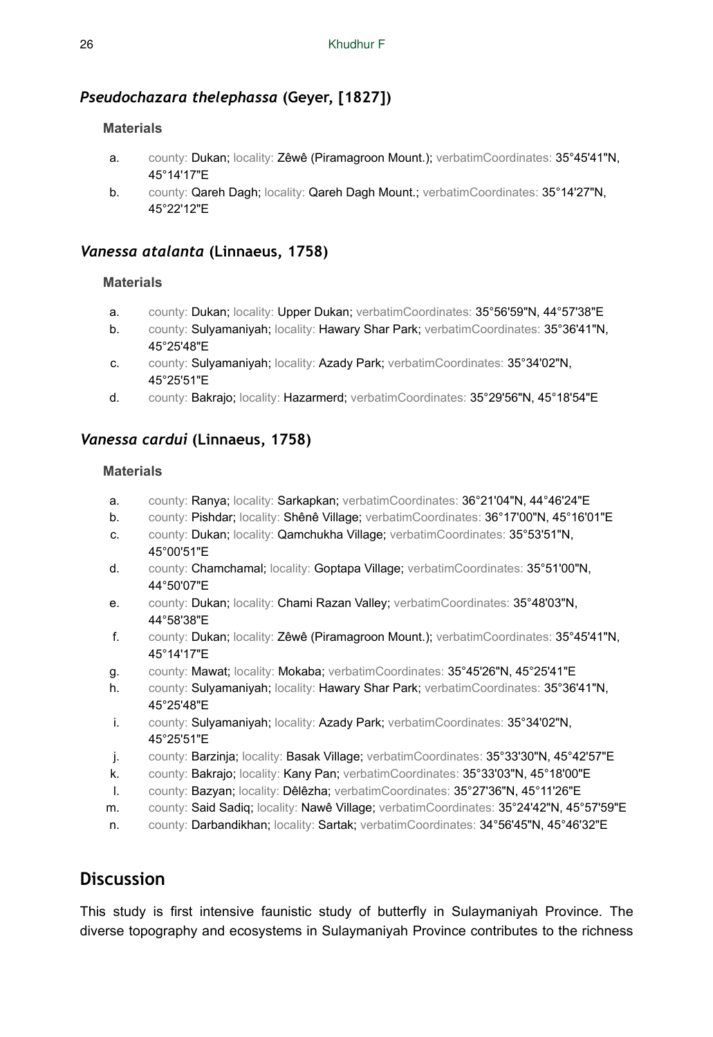### *Pseudochazara thelephassa* (Geyer, [1827])

#### Materials

a. county: Dukan; locality: Zêwê (Piramagroon Mount.); verbatimCoordinates: 35°45'41"N, 45°14'17"E
b. county: Qareh Dagh; locality: Qareh Dagh Mount.; verbatimCoordinates: 35°14'27"N, 45°22'12"E

### *Vanessa atalanta* (Linnaeus, 1758)

#### Materials

a. county: Dukan; locality: Upper Dukan; verbatimCoordinates: 35°56'59"N, 44°57'38"E
b. county: Sulyamaniyah; locality: Hawary Shar Park; verbatimCoordinates: 35°36'41"N, 45°25'48"E
c. county: Sulyamaniyah; locality: Azady Park; verbatimCoordinates: 35°34'02"N, 45°25'51"E
d. county: Bakrajo; locality: Hazarmerd; verbatimCoordinates: 35°29'56"N, 45°18'54"E

### *Vanessa cardui* (Linnaeus, 1758)

#### Materials

a. county: Ranya; locality: Sarkapkan; verbatimCoordinates: 36°21'04"N, 44°46'24"E
b. county: Pishdar; locality: Shênê Village; verbatimCoordinates: 36°17'00"N, 45°16'01"E
c. county: Dukan; locality: Qamchukha Village; verbatimCoordinates: 35°53'51"N, 45°00'51"E
d. county: Chamchamal; locality: Goptapa Village; verbatimCoordinates: 35°51'00"N, 44°50'07"E
e. county: Dukan; locality: Chami Razan Valley; verbatimCoordinates: 35°48'03"N, 44°58'38"E
f. county: Dukan; locality: Zêwê (Piramagroon Mount.); verbatimCoordinates: 35°45'41"N, 45°14'17"E
g. county: Mawat; locality: Mokaba; verbatimCoordinates: 35°45'26"N, 45°25'41"E
h. county: Sulyamaniyah; locality: Hawary Shar Park; verbatimCoordinates: 35°36'41"N, 45°25'48"E
i. county: Sulyamaniyah; locality: Azady Park; verbatimCoordinates: 35°34'02"N, 45°25'51"E
j. county: Barzinja; locality: Basak Village; verbatimCoordinates: 35°33'30"N, 45°42'57"E
k. county: Bakrajo; locality: Kany Pan; verbatimCoordinates: 35°33'03"N, 45°18'00"E
l. county: Bazyan; locality: Dêlêzha; verbatimCoordinates: 35°27'36"N, 45°11'26"E
m. county: Said Sadiq; locality: Nawê Village; verbatimCoordinates: 35°24'42"N, 45°57'59"E
n. county: Darbandikhan; locality: Sartak; verbatimCoordinates: 34°56'45"N, 45°46'32"E

## Discussion

This study is first intensive faunistic study of butterfly in Sulaymaniyah Province. The diverse topography and ecosystems in Sulaymaniyah Province contributes to the richness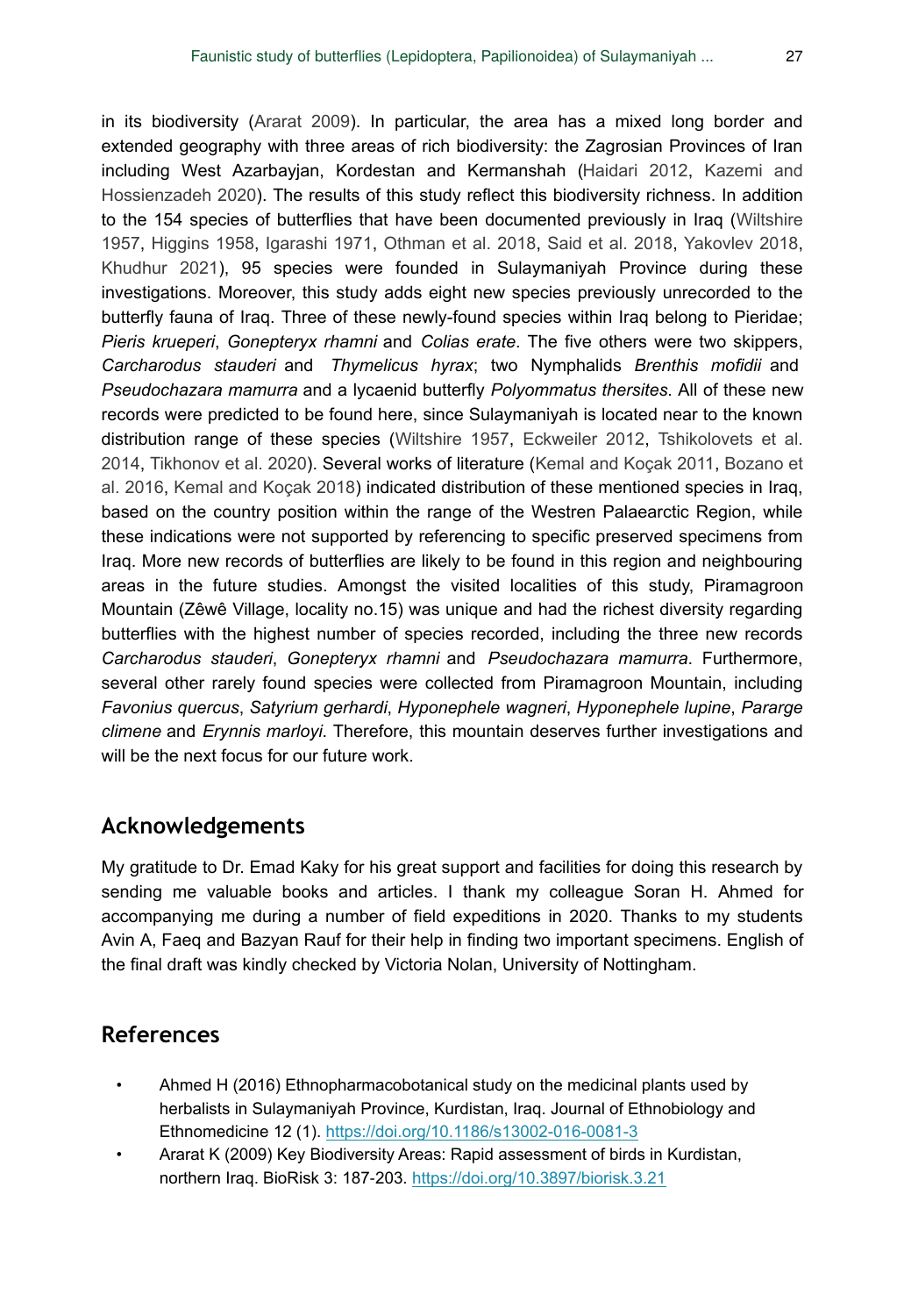in its biodiversity (Ararat 2009). In particular, the area has a mixed long border and extended geography with three areas of rich biodiversity: the Zagrosian Provinces of Iran including West Azarbayjan, Kordestan and Kermanshah (Haidari 2012, Kazemi and Hossienzadeh 2020). The results of this study reflect this biodiversity richness. In addition to the 154 species of butterflies that have been documented previously in Iraq (Wiltshire 1957, Higgins 1958, Igarashi 1971, Othman et al. 2018, Said et al. 2018, Yakovlev 2018, Khudhur 2021), 95 species were founded in Sulaymaniyah Province during these investigations. Moreover, this study adds eight new species previously unrecorded to the butterfly fauna of Iraq. Three of these newly-found species within Iraq belong to Pieridae; *Pieris krueperi*, *Gonepteryx rhamni* and *Colias erate*. The five others were two skippers, *Carcharodus stauderi* and *Thymelicus hyrax*; two Nymphalids *Brenthis mofidii* and *Pseudochazara mamurra* and a lycaenid butterfly *Polyommatus thersites*. All of these new records were predicted to be found here, since Sulaymaniyah is located near to the known distribution range of these species (Wiltshire 1957, Eckweiler 2012, Tshikolovets et al. 2014, Tikhonov et al. 2020). Several works of literature (Kemal and Koçak 2011, Bozano et al. 2016, Kemal and Koçak 2018) indicated distribution of these mentioned species in Iraq, based on the country position within the range of the Westren Palaearctic Region, while these indications were not supported by referencing to specific preserved specimens from Iraq. More new records of butterflies are likely to be found in this region and neighbouring areas in the future studies. Amongst the visited localities of this study, Piramagroon Mountain (Zêwê Village, locality no.15) was unique and had the richest diversity regarding butterflies with the highest number of species recorded, including the three new records *Carcharodus stauderi*, *Gonepteryx rhamni* and *Pseudochazara mamurra*. Furthermore, several other rarely found species were collected from Piramagroon Mountain, including *Favonius quercus*, *Satyrium gerhardi*, *Hyponephele wagneri*, *Hyponephele lupine*, *Pararge climene* and *Erynnis marloyi*. Therefore, this mountain deserves further investigations and will be the next focus for our future work.

## Acknowledgements

My gratitude to Dr. Emad Kaky for his great support and facilities for doing this research by sending me valuable books and articles. I thank my colleague Soran H. Ahmed for accompanying me during a number of field expeditions in 2020. Thanks to my students Avin A, Faeq and Bazyan Rauf for their help in finding two important specimens. English of the final draft was kindly checked by Victoria Nolan, University of Nottingham.

## References

- Ahmed H (2016) Ethnopharmacobotanical study on the medicinal plants used by herbalists in Sulaymaniyah Province, Kurdistan, Iraq. Journal of Ethnobiology and Ethnomedicine 12 (1). https://doi.org/10.1186/s13002-016-0081-3
- Ararat K (2009) Key Biodiversity Areas: Rapid assessment of birds in Kurdistan, northern Iraq. BioRisk 3: 187-203. https://doi.org/10.3897/biorisk.3.21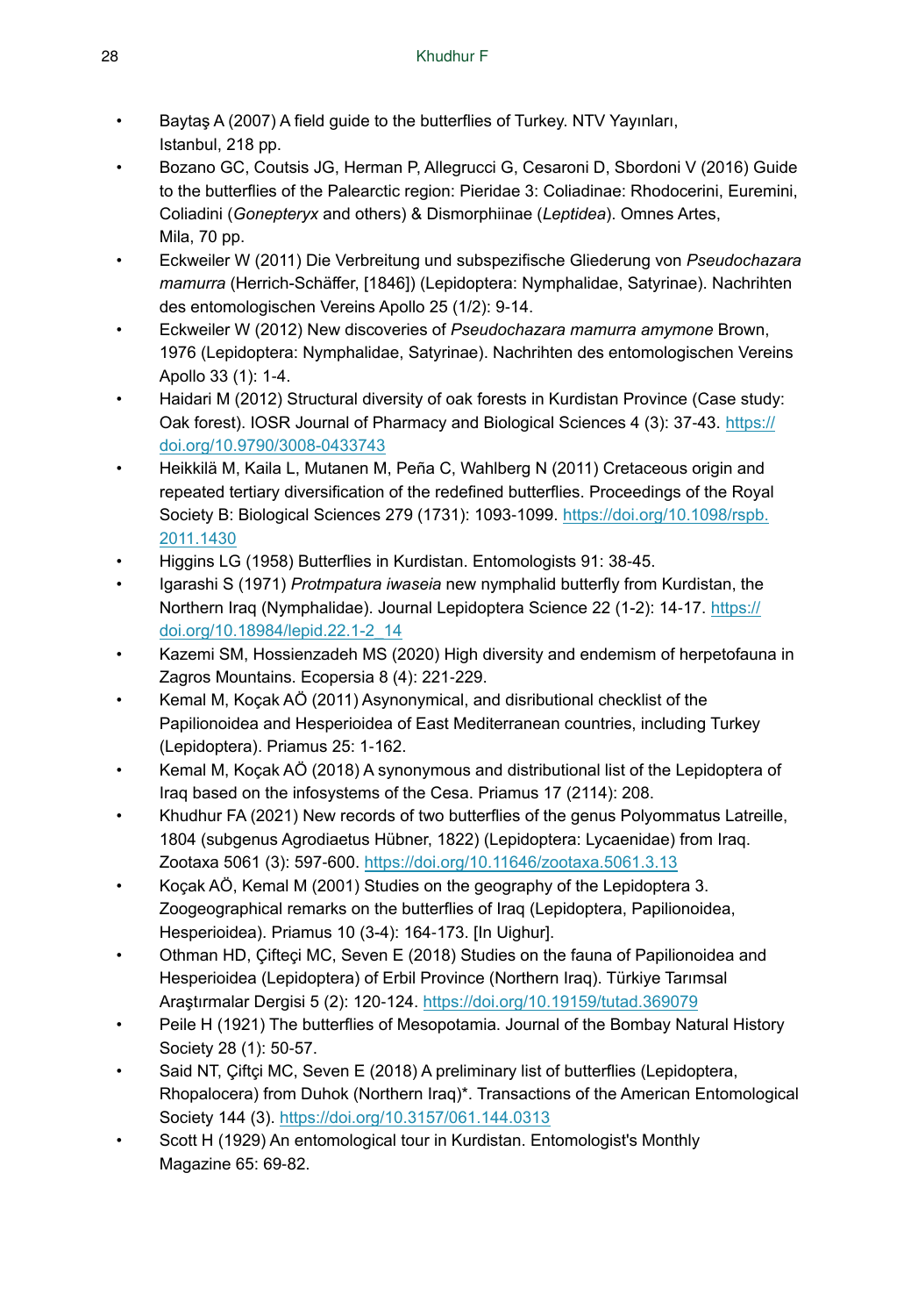- Baytaş A (2007) A field guide to the butterflies of Turkey. NTV Yayınları, Istanbul, 218 pp.
- Bozano GC, Coutsis JG, Herman P, Allegrucci G, Cesaroni D, Sbordoni V (2016) Guide to the butterflies of the Palearctic region: Pieridae 3: Coliadinae: Rhodocerini, Euremini, Coliadini (*Gonepteryx* and others) & Dismorphiinae (*Leptidea*). Omnes Artes, Mila, 70 pp.
- Eckweiler W (2011) Die Verbreitung und subspezifische Gliederung von *Pseudochazara mamurra* (Herrich-Schäffer, [1846]) (Lepidoptera: Nymphalidae, Satyrinae). Nachrihten des entomologischen Vereins Apollo 25 (1/2): 9-14.
- Eckweiler W (2012) New discoveries of *Pseudochazara mamurra amymone* Brown, 1976 (Lepidoptera: Nymphalidae, Satyrinae). Nachrihten des entomologischen Vereins Apollo 33 (1): 1-4.
- Haidari M (2012) Structural diversity of oak forests in Kurdistan Province (Case study: Oak forest). IOSR Journal of Pharmacy and Biological Sciences 4 (3): 37-43. https://doi.org/10.9790/3008-0433743
- Heikkilä M, Kaila L, Mutanen M, Peña C, Wahlberg N (2011) Cretaceous origin and repeated tertiary diversification of the redefined butterflies. Proceedings of the Royal Society B: Biological Sciences 279 (1731): 1093-1099. https://doi.org/10.1098/rspb.2011.1430
- Higgins LG (1958) Butterflies in Kurdistan. Entomologists 91: 38-45.
- Igarashi S (1971) *Protmpatura iwaseia* new nymphalid butterfly from Kurdistan, the Northern Iraq (Nymphalidae). Journal Lepidoptera Science 22 (1-2): 14-17. https://doi.org/10.18984/lepid.22.1-2_14
- Kazemi SM, Hossienzadeh MS (2020) High diversity and endemism of herpetofauna in Zagros Mountains. Ecopersia 8 (4): 221-229.
- Kemal M, Koçak AÖ (2011) Asynonymical, and disributional checklist of the Papilionoidea and Hesperioidea of East Mediterranean countries, including Turkey (Lepidoptera). Priamus 25: 1-162.
- Kemal M, Koçak AÖ (2018) A synonymous and distributional list of the Lepidoptera of Iraq based on the infosystems of the Cesa. Priamus 17 (2114): 208.
- Khudhur FA (2021) New records of two butterflies of the genus Polyommatus Latreille, 1804 (subgenus Agrodiaetus Hübner, 1822) (Lepidoptera: Lycaenidae) from Iraq. Zootaxa 5061 (3): 597-600. https://doi.org/10.11646/zootaxa.5061.3.13
- Koçak AÖ, Kemal M (2001) Studies on the geography of the Lepidoptera 3. Zoogeographical remarks on the butterflies of Iraq (Lepidoptera, Papilionoidea, Hesperioidea). Priamus 10 (3-4): 164-173. [In Uighur].
- Othman HD, Çifteçi MC, Seven E (2018) Studies on the fauna of Papilionoidea and Hesperioidea (Lepidoptera) of Erbil Province (Northern Iraq). Türkiye Tarımsal Araştırmalar Dergisi 5 (2): 120-124. https://doi.org/10.19159/tutad.369079
- Peile H (1921) The butterflies of Mesopotamia. Journal of the Bombay Natural History Society 28 (1): 50-57.
- Said NT, Çiftçi MC, Seven E (2018) A preliminary list of butterflies (Lepidoptera, Rhopalocera) from Duhok (Northern Iraq)*. Transactions of the American Entomological Society 144 (3). https://doi.org/10.3157/061.144.0313
- Scott H (1929) An entomological tour in Kurdistan. Entomologist's Monthly Magazine 65: 69-82.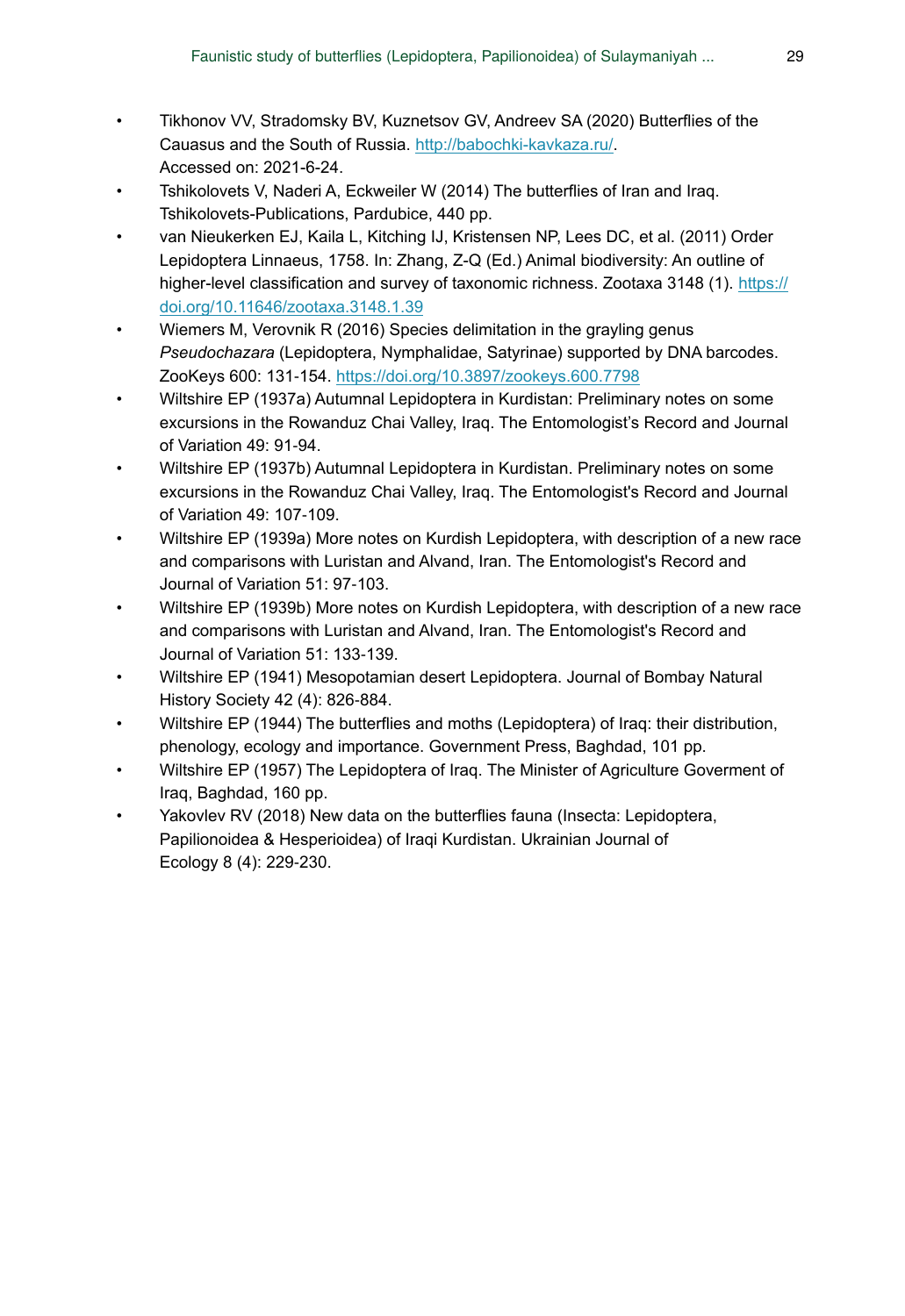- Tikhonov VV, Stradomsky BV, Kuznetsov GV, Andreev SA (2020) Butterflies of the Cauasus and the South of Russia. http://babochki-kavkaza.ru/. Accessed on: 2021-6-24.
- Tshikolovets V, Naderi A, Eckweiler W (2014) The butterflies of Iran and Iraq. Tshikolovets-Publications, Pardubice, 440 pp.
- van Nieukerken EJ, Kaila L, Kitching IJ, Kristensen NP, Lees DC, et al. (2011) Order Lepidoptera Linnaeus, 1758. In: Zhang, Z-Q (Ed.) Animal biodiversity: An outline of higher-level classification and survey of taxonomic richness. Zootaxa 3148 (1). https://doi.org/10.11646/zootaxa.3148.1.39
- Wiemers M, Verovnik R (2016) Species delimitation in the grayling genus *Pseudochazara* (Lepidoptera, Nymphalidae, Satyrinae) supported by DNA barcodes. ZooKeys 600: 131-154. https://doi.org/10.3897/zookeys.600.7798
- Wiltshire EP (1937a) Autumnal Lepidoptera in Kurdistan: Preliminary notes on some excursions in the Rowanduz Chai Valley, Iraq. The Entomologist's Record and Journal of Variation 49: 91-94.
- Wiltshire EP (1937b) Autumnal Lepidoptera in Kurdistan. Preliminary notes on some excursions in the Rowanduz Chai Valley, Iraq. The Entomologist's Record and Journal of Variation 49: 107-109.
- Wiltshire EP (1939a) More notes on Kurdish Lepidoptera, with description of a new race and comparisons with Luristan and Alvand, Iran. The Entomologist's Record and Journal of Variation 51: 97-103.
- Wiltshire EP (1939b) More notes on Kurdish Lepidoptera, with description of a new race and comparisons with Luristan and Alvand, Iran. The Entomologist's Record and Journal of Variation 51: 133-139.
- Wiltshire EP (1941) Mesopotamian desert Lepidoptera. Journal of Bombay Natural History Society 42 (4): 826-884.
- Wiltshire EP (1944) The butterflies and moths (Lepidoptera) of Iraq: their distribution, phenology, ecology and importance. Government Press, Baghdad, 101 pp.
- Wiltshire EP (1957) The Lepidoptera of Iraq. The Minister of Agriculture Goverment of Iraq, Baghdad, 160 pp.
- Yakovlev RV (2018) New data on the butterflies fauna (Insecta: Lepidoptera, Papilionoidea & Hesperioidea) of Iraqi Kurdistan. Ukrainian Journal of Ecology 8 (4): 229-230.